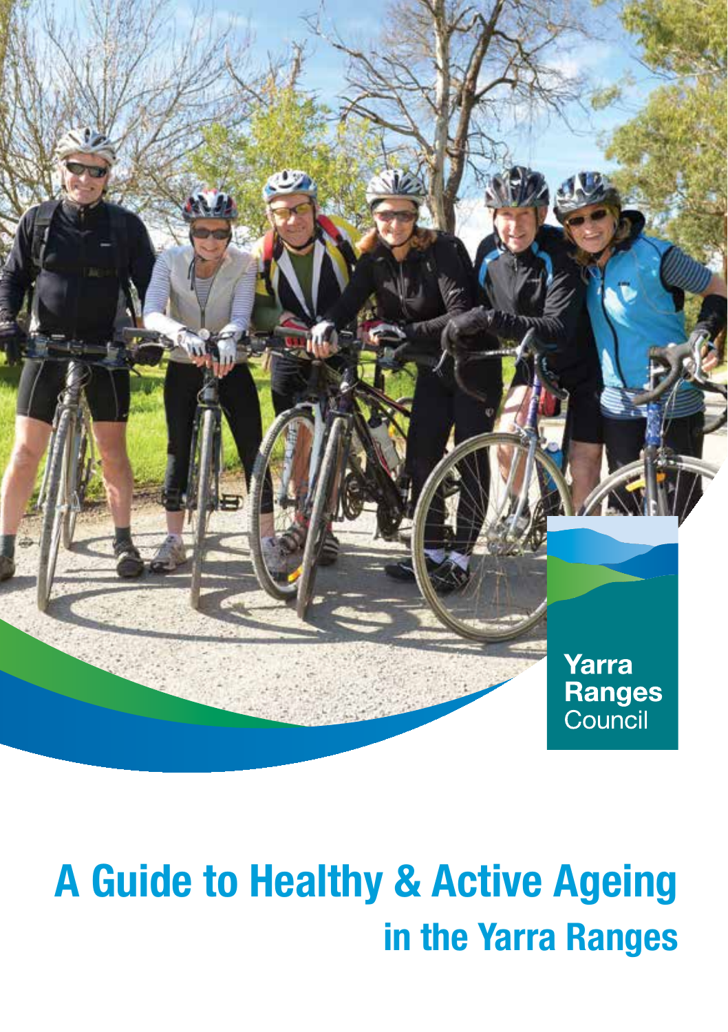Yarra Ranges Council

# A Guide to Healthy & Active Ageing

## in the Yarra Ranges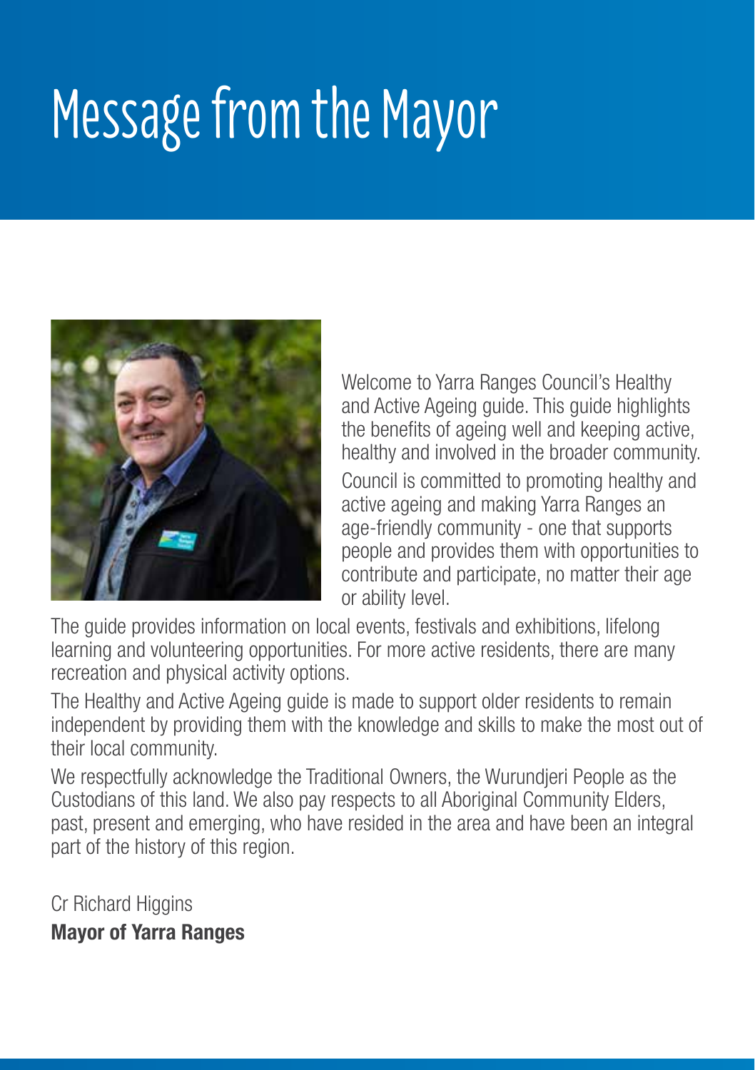# Message from the Mayor

Welcome to Yarra Ranges Council's Healthy and Active Ageing guide. This guide highlights the benefits of ageing well and keeping active, healthy and involved in the broader community.

Council is committed to promoting healthy and active ageing and making Yarra Ranges an age-friendly community - one that supports people and provides them with opportunities to contribute and participate, no matter their age or ability level.

The guide provides information on local events, festivals and exhibitions, lifelong learning and volunteering opportunities. For more active residents, there are many recreation and physical activity options.

The Healthy and Active Ageing guide is made to support older residents to remain independent by providing them with the knowledge and skills to make the most out of their local community.

We respectfully acknowledge the Traditional Owners, the Wurundjeri People as the Custodians of this land. We also pay respects to all Aboriginal Community Elders, past, present and emerging, who have resided in the area and have been an integral part of the history of this region.

Cr Richard Higgins
**Mayor of Yarra Ranges**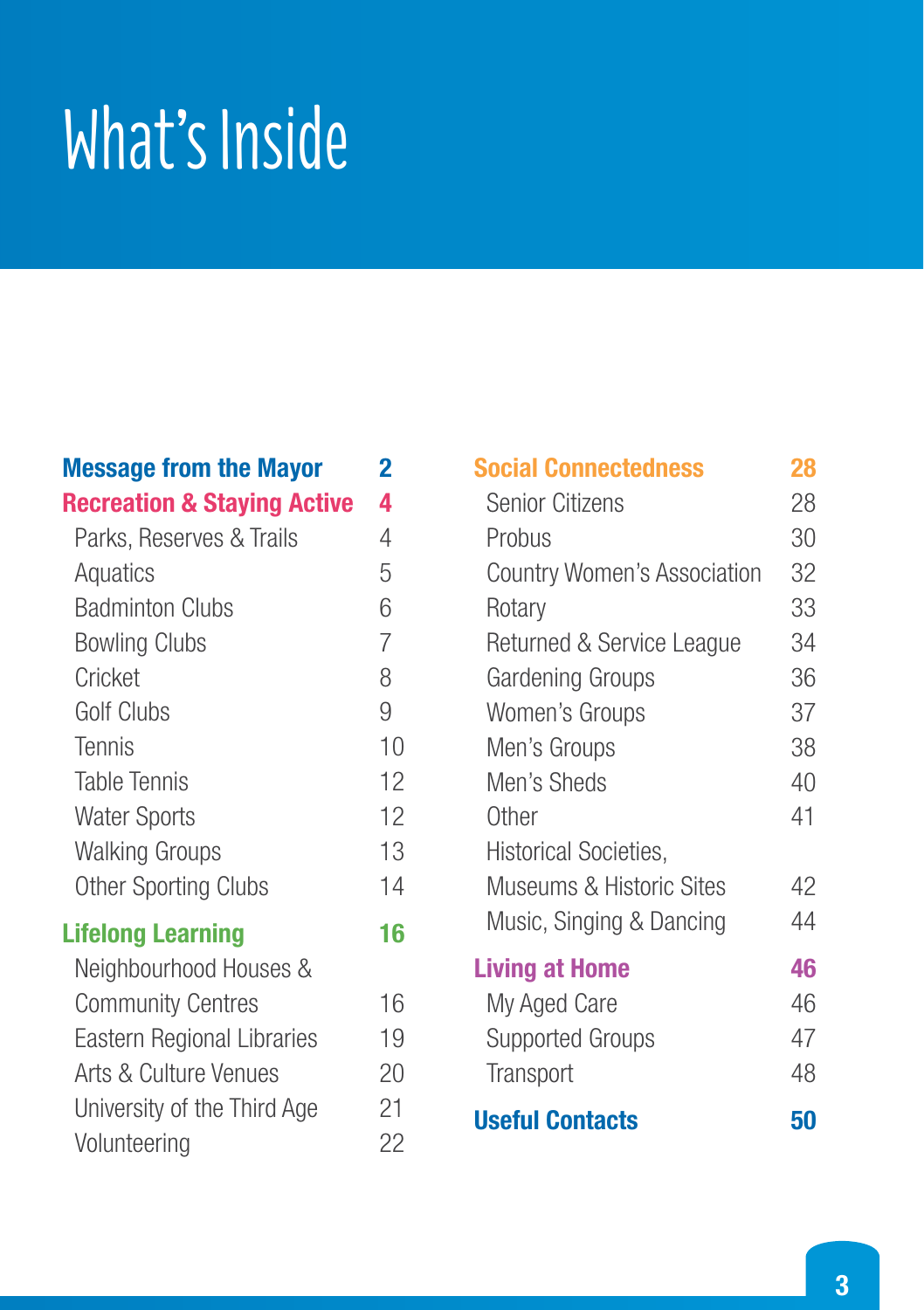# What's Inside

| Section | Page |
|---|---|
| **Message from the Mayor** | **2** |
| **Recreation & Staying Active** | **4** |
| Parks, Reserves & Trails | 4 |
| Aquatics | 5 |
| Badminton Clubs | 6 |
| Bowling Clubs | 7 |
| Cricket | 8 |
| Golf Clubs | 9 |
| Tennis | 10 |
| Table Tennis | 12 |
| Water Sports | 12 |
| Walking Groups | 13 |
| Other Sporting Clubs | 14 |
| **Lifelong Learning** | **16** |
| Neighbourhood Houses & Community Centres | 16 |
| Eastern Regional Libraries | 19 |
| Arts & Culture Venues | 20 |
| University of the Third Age | 21 |
| Volunteering | 22 |
| **Social Connectedness** | **28** |
| Senior Citizens | 28 |
| Probus | 30 |
| Country Women's Association | 32 |
| Rotary | 33 |
| Returned & Service League | 34 |
| Gardening Groups | 36 |
| Women's Groups | 37 |
| Men's Groups | 38 |
| Men's Sheds | 40 |
| Other | 41 |
| Historical Societies, Museums & Historic Sites | 42 |
| Music, Singing & Dancing | 44 |
| **Living at Home** | **46** |
| My Aged Care | 46 |
| Supported Groups | 47 |
| Transport | 48 |
| **Useful Contacts** | **50** |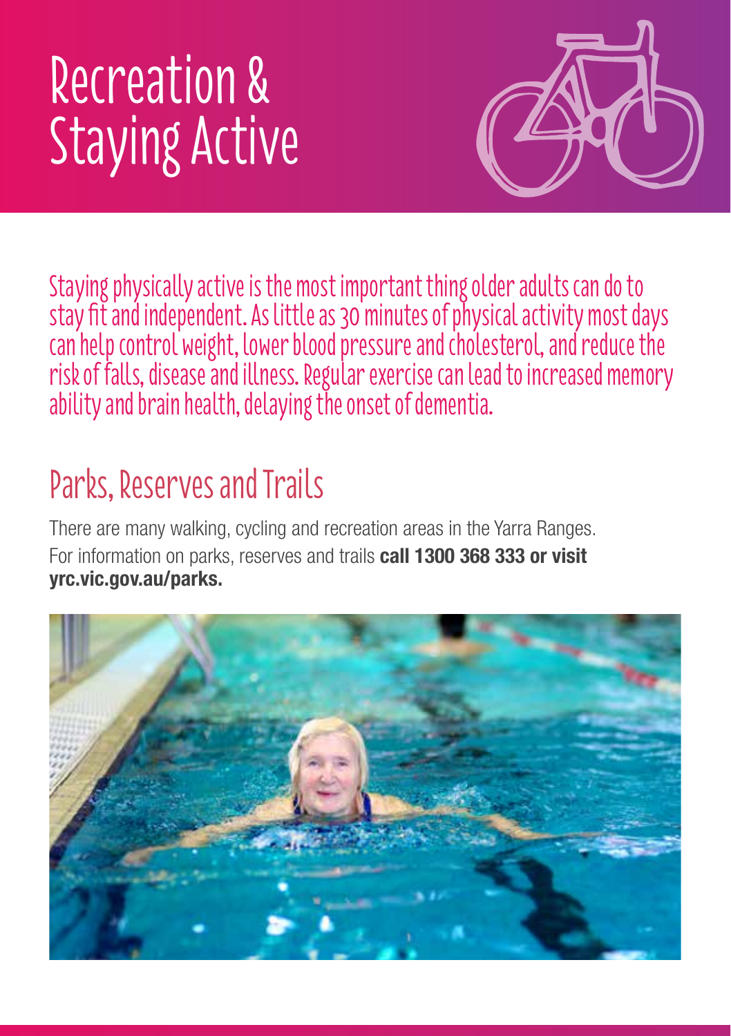# Recreation & Staying Active

Staying physically active is the most important thing older adults can do to stay fit and independent. As little as 30 minutes of physical activity most days can help control weight, lower blood pressure and cholesterol, and reduce the risk of falls, disease and illness. Regular exercise can lead to increased memory ability and brain health, delaying the onset of dementia.

## Parks, Reserves and Trails

There are many walking, cycling and recreation areas in the Yarra Ranges. For information on parks, reserves and trails **call 1300 368 333 or visit yrc.vic.gov.au/parks.**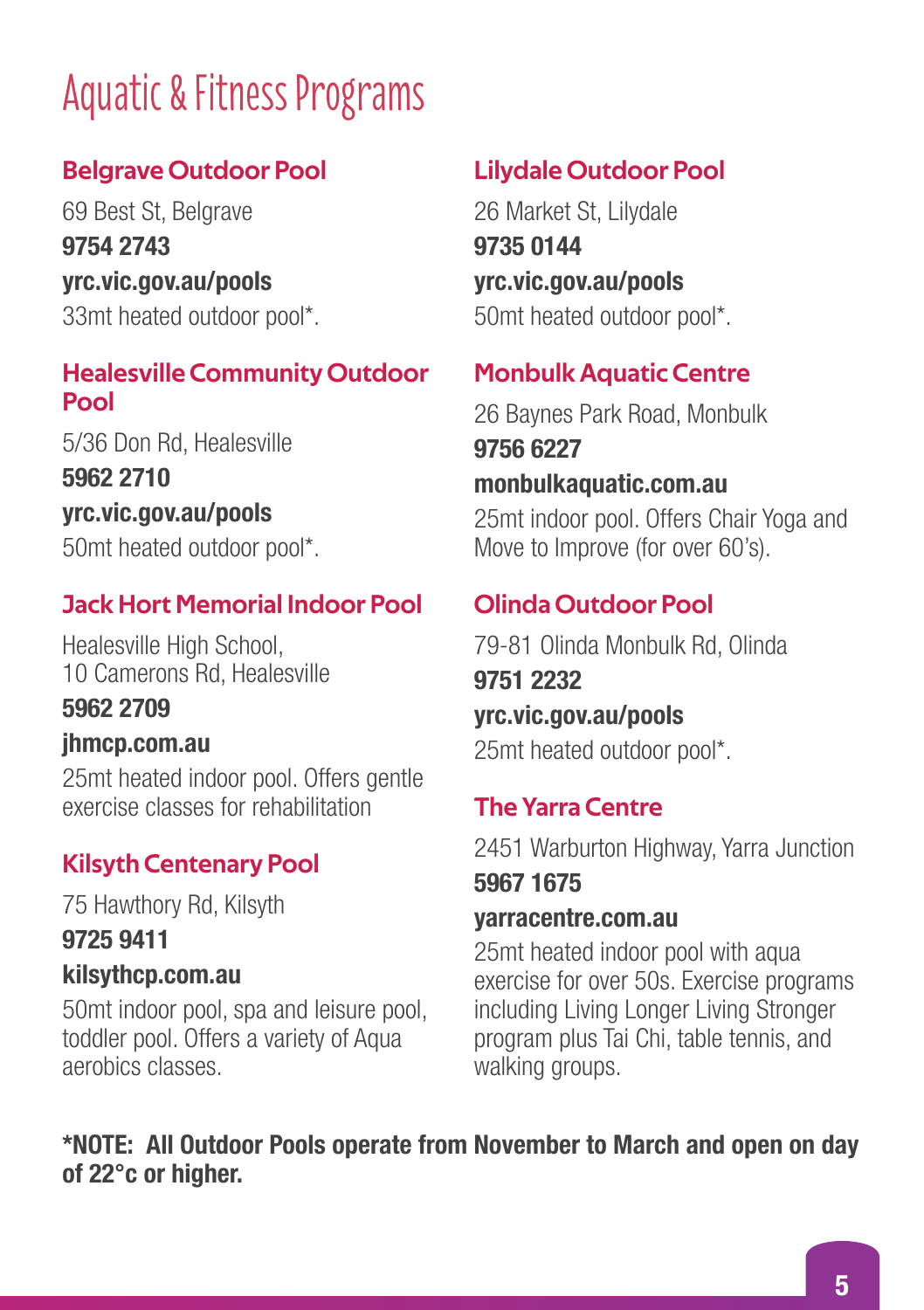# Aquatic & Fitness Programs

## Belgrave Outdoor Pool

69 Best St, Belgrave

**9754 2743**

**yrc.vic.gov.au/pools**

33mt heated outdoor pool*.

## Healesville Community Outdoor Pool

5/36 Don Rd, Healesville

**5962 2710**

**yrc.vic.gov.au/pools**

50mt heated outdoor pool*.

## Jack Hort Memorial Indoor Pool

Healesville High School,
10 Camerons Rd, Healesville

**5962 2709**

**jhmcp.com.au**

25mt heated indoor pool. Offers gentle exercise classes for rehabilitation

## Kilsyth Centenary Pool

75 Hawthory Rd, Kilsyth

**9725 9411**

**kilsythcp.com.au**

50mt indoor pool, spa and leisure pool, toddler pool. Offers a variety of Aqua aerobics classes.

## Lilydale Outdoor Pool

26 Market St, Lilydale

**9735 0144**

**yrc.vic.gov.au/pools**

50mt heated outdoor pool*.

## Monbulk Aquatic Centre

26 Baynes Park Road, Monbulk

**9756 6227**

**monbulkaquatic.com.au**

25mt indoor pool. Offers Chair Yoga and Move to Improve (for over 60's).

## Olinda Outdoor Pool

79-81 Olinda Monbulk Rd, Olinda

**9751 2232**

**yrc.vic.gov.au/pools**

25mt heated outdoor pool*.

## The Yarra Centre

2451 Warburton Highway, Yarra Junction

**5967 1675**

**yarracentre.com.au**

25mt heated indoor pool with aqua exercise for over 50s. Exercise programs including Living Longer Living Stronger program plus Tai Chi, table tennis, and walking groups.

**\*NOTE: All Outdoor Pools operate from November to March and open on day of 22°c or higher.**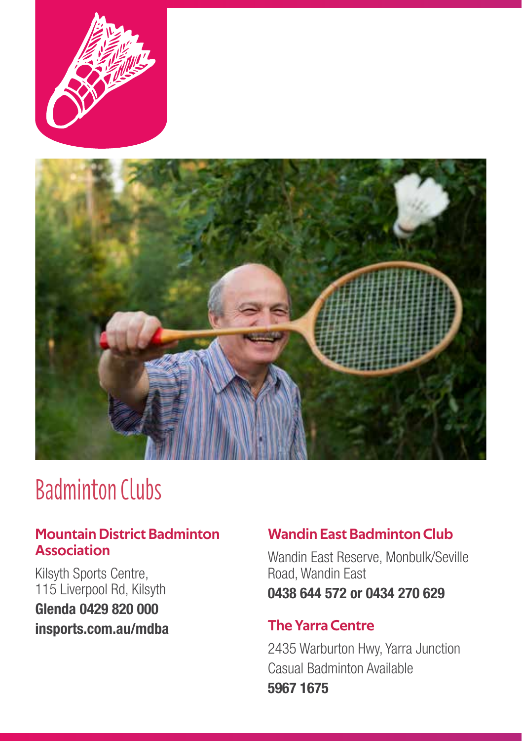# Badminton Clubs

### Mountain District Badminton Association

Kilsyth Sports Centre,
115 Liverpool Rd, Kilsyth

**Glenda 0429 820 000**

**insports.com.au/mdba**

### Wandin East Badminton Club

Wandin East Reserve, Monbulk/Seville Road, Wandin East

**0438 644 572 or 0434 270 629**

### The Yarra Centre

2435 Warburton Hwy, Yarra Junction

Casual Badminton Available

**5967 1675**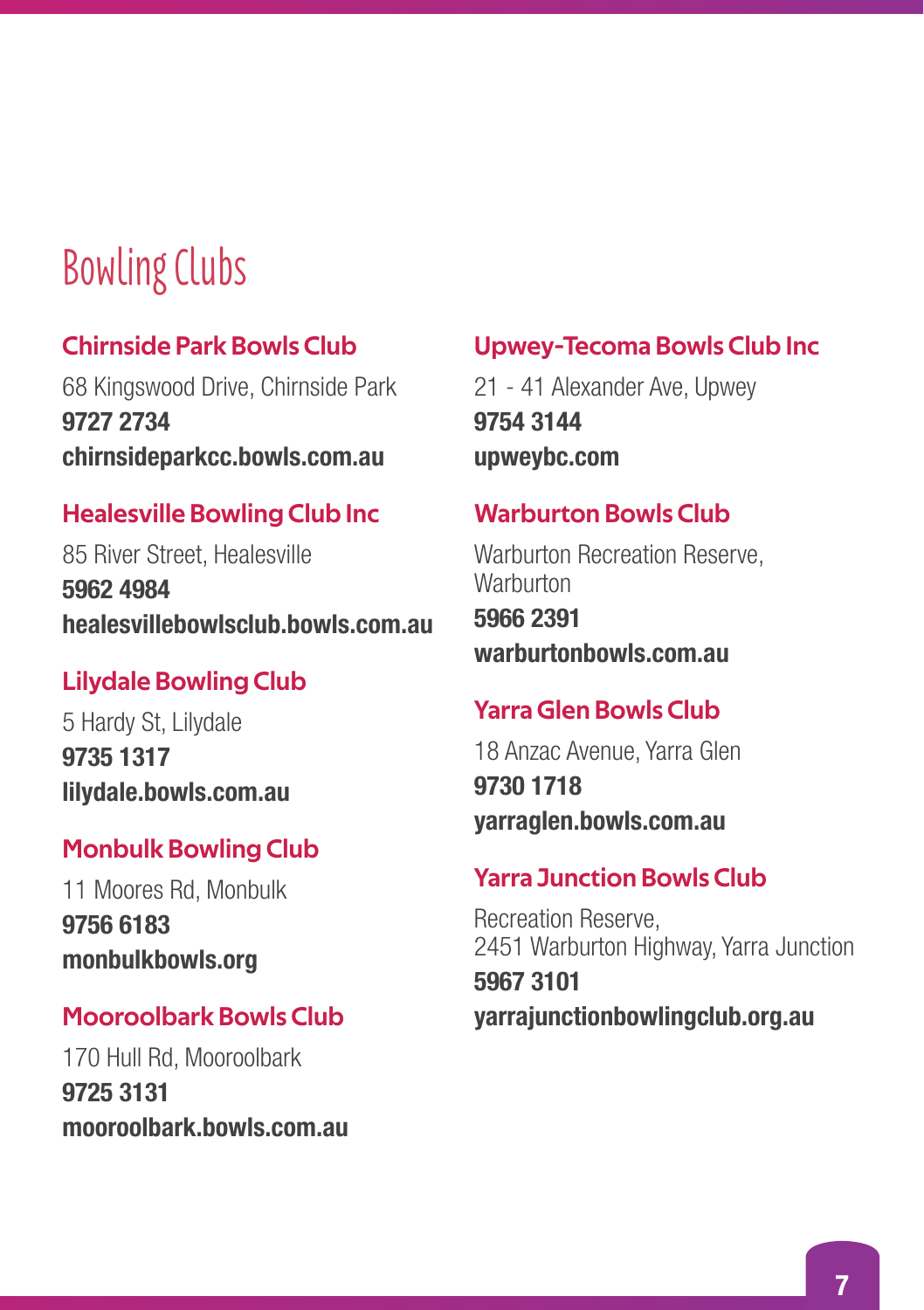# Bowling Clubs

### Chirnside Park Bowls Club

68 Kingswood Drive, Chirnside Park
**9727 2734**
**chirnsideparkcc.bowls.com.au**

### Healesville Bowling Club Inc

85 River Street, Healesville
**5962 4984**
**healesvillebowlsclub.bowls.com.au**

### Lilydale Bowling Club

5 Hardy St, Lilydale
**9735 1317**
**lilydale.bowls.com.au**

### Monbulk Bowling Club

11 Moores Rd, Monbulk
**9756 6183**
**monbulkbowls.org**

### Mooroolbark Bowls Club

170 Hull Rd, Mooroolbark
**9725 3131**
**mooroolbark.bowls.com.au**

### Upwey-Tecoma Bowls Club Inc

21 - 41 Alexander Ave, Upwey
**9754 3144**
**upweybc.com**

### Warburton Bowls Club

Warburton Recreation Reserve, Warburton
**5966 2391**
**warburtonbowls.com.au**

### Yarra Glen Bowls Club

18 Anzac Avenue, Yarra Glen
**9730 1718**
**yarraglen.bowls.com.au**

### Yarra Junction Bowls Club

Recreation Reserve,
2451 Warburton Highway, Yarra Junction
**5967 3101**
**yarrajunctionbowlingclub.org.au**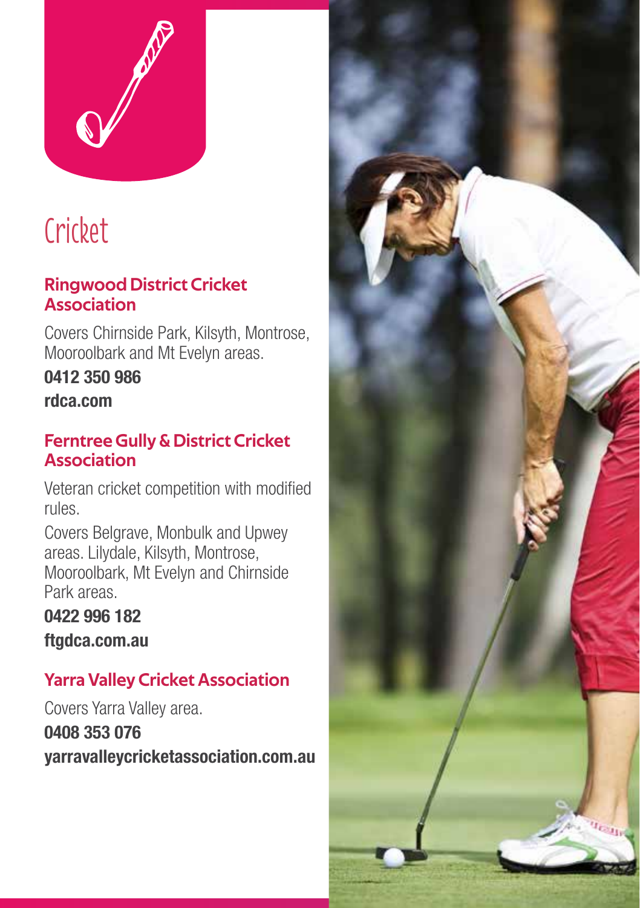# Cricket

## Ringwood District Cricket Association

Covers Chirnside Park, Kilsyth, Montrose, Mooroolbark and Mt Evelyn areas.

**0412 350 986**

**rdca.com**

## Ferntree Gully & District Cricket Association

Veteran cricket competition with modified rules.

Covers Belgrave, Monbulk and Upwey areas. Lilydale, Kilsyth, Montrose, Mooroolbark, Mt Evelyn and Chirnside Park areas.

**0422 996 182**

**ftgdca.com.au**

## Yarra Valley Cricket Association

Covers Yarra Valley area.

**0408 353 076**

**yarravalleycricketassociation.com.au**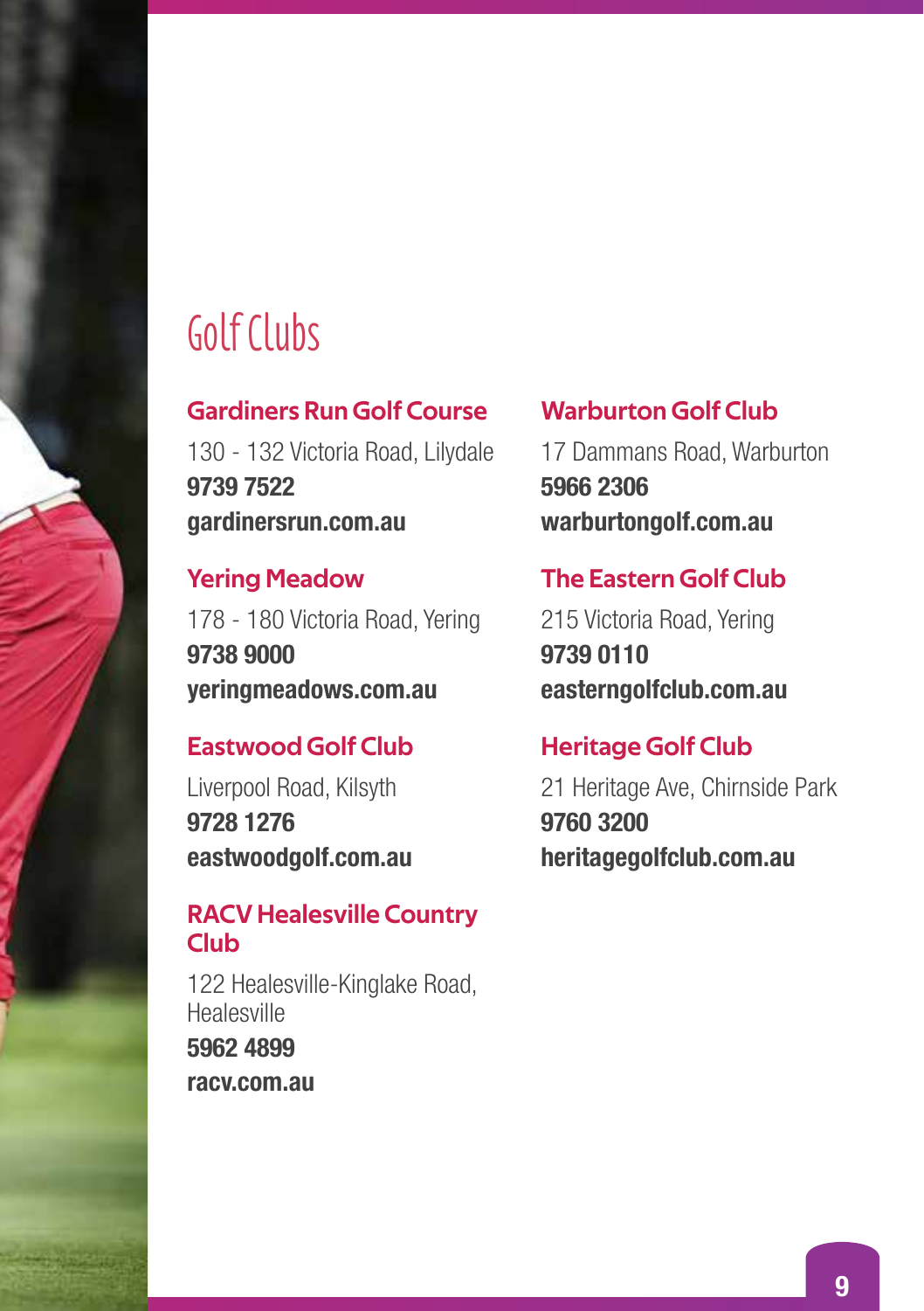# Golf Clubs

### Gardiners Run Golf Course

130 - 132 Victoria Road, Lilydale
**9739 7522**
**gardinersrun.com.au**

### Yering Meadow

178 - 180 Victoria Road, Yering
**9738 9000**
**yeringmeadows.com.au**

### Eastwood Golf Club

Liverpool Road, Kilsyth
**9728 1276**
**eastwoodgolf.com.au**

### RACV Healesville Country Club

122 Healesville-Kinglake Road, Healesville
**5962 4899**
**racv.com.au**

### Warburton Golf Club

17 Dammans Road, Warburton
**5966 2306**
**warburtongolf.com.au**

### The Eastern Golf Club

215 Victoria Road, Yering
**9739 0110**
**easterngolfclub.com.au**

### Heritage Golf Club

21 Heritage Ave, Chirnside Park
**9760 3200**
**heritagegolfclub.com.au**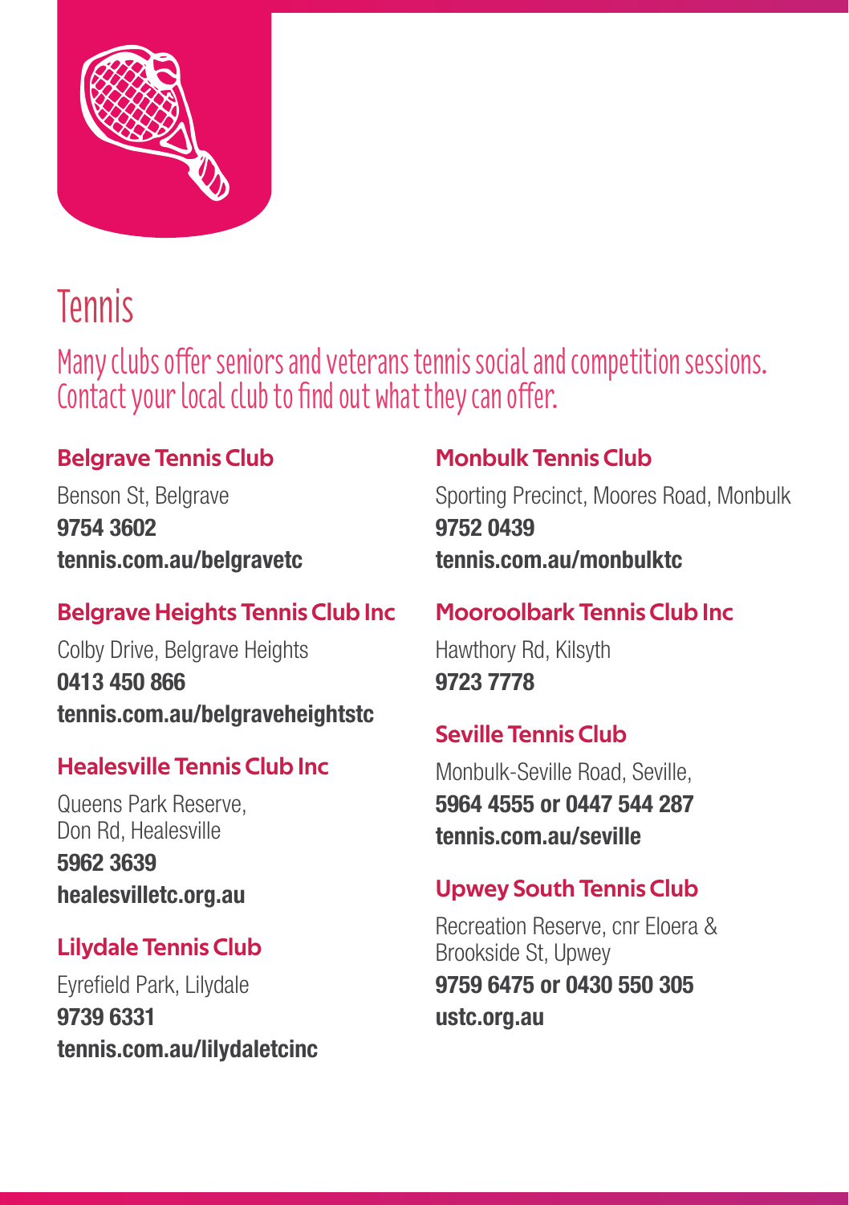# Tennis

## Many clubs offer seniors and veterans tennis social and competition sessions. Contact your local club to find out what they can offer.

### Belgrave Tennis Club

Benson St, Belgrave
**9754 3602**
**tennis.com.au/belgravetc**

### Belgrave Heights Tennis Club Inc

Colby Drive, Belgrave Heights
**0413 450 866**
**tennis.com.au/belgraveheightstc**

### Healesville Tennis Club Inc

Queens Park Reserve,
Don Rd, Healesville
**5962 3639**
**healesvilletc.org.au**

### Lilydale Tennis Club

Eyrefield Park, Lilydale
**9739 6331**
**tennis.com.au/lilydaletcinc**

### Monbulk Tennis Club

Sporting Precinct, Moores Road, Monbulk
**9752 0439**
**tennis.com.au/monbulktc**

### Mooroolbark Tennis Club Inc

Hawthory Rd, Kilsyth
**9723 7778**

### Seville Tennis Club

Monbulk-Seville Road, Seville,
**5964 4555 or 0447 544 287**
**tennis.com.au/seville**

### Upwey South Tennis Club

Recreation Reserve, cnr Eloera &
Brookside St, Upwey
**9759 6475 or 0430 550 305**
**ustc.org.au**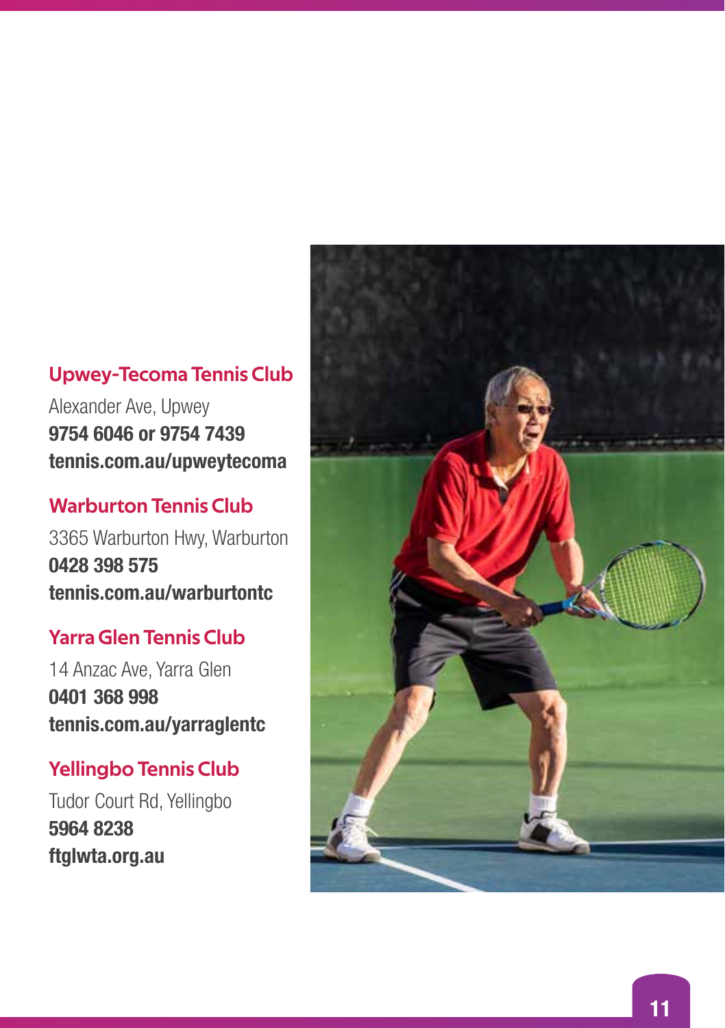### Upwey-Tecoma Tennis Club

Alexander Ave, Upwey
**9754 6046 or 9754 7439**
**tennis.com.au/upweytecoma**

### Warburton Tennis Club

3365 Warburton Hwy, Warburton
**0428 398 575**
**tennis.com.au/warburtontc**

### Yarra Glen Tennis Club

14 Anzac Ave, Yarra Glen
**0401 368 998**
**tennis.com.au/yarraglentc**

### Yellingbo Tennis Club

Tudor Court Rd, Yellingbo
**5964 8238**
**ftglwta.org.au**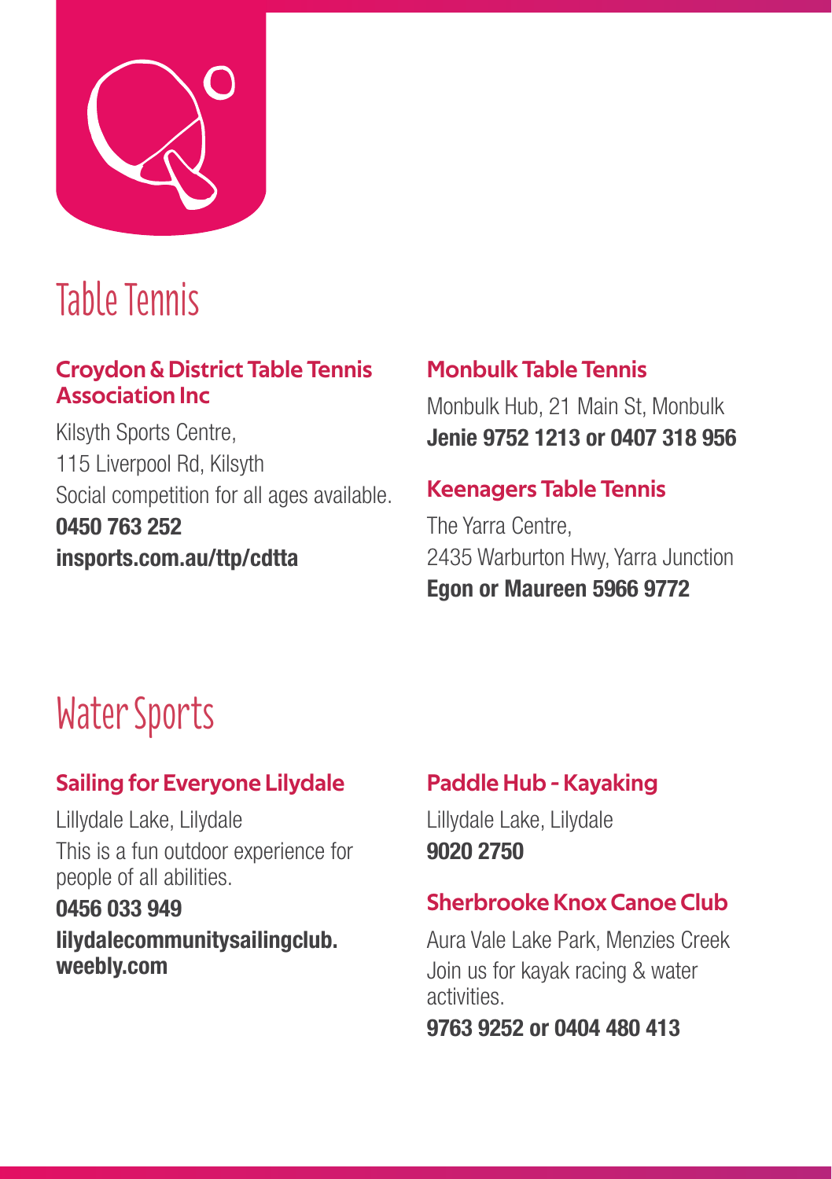# Table Tennis

### Croydon & District Table Tennis Association Inc

Kilsyth Sports Centre,
115 Liverpool Rd, Kilsyth
Social competition for all ages available.
**0450 763 252**
**insports.com.au/ttp/cdtta**

### Monbulk Table Tennis

Monbulk Hub, 21 Main St, Monbulk
**Jenie 9752 1213 or 0407 318 956**

### Keenagers Table Tennis

The Yarra Centre,
2435 Warburton Hwy, Yarra Junction
**Egon or Maureen 5966 9772**

# Water Sports

### Sailing for Everyone Lilydale

Lillydale Lake, Lilydale
This is a fun outdoor experience for people of all abilities.
**0456 033 949**
**lilydalecommunitysailingclub.weebly.com**

### Paddle Hub - Kayaking

Lillydale Lake, Lilydale
**9020 2750**

### Sherbrooke Knox Canoe Club

Aura Vale Lake Park, Menzies Creek
Join us for kayak racing & water activities.
**9763 9252 or 0404 480 413**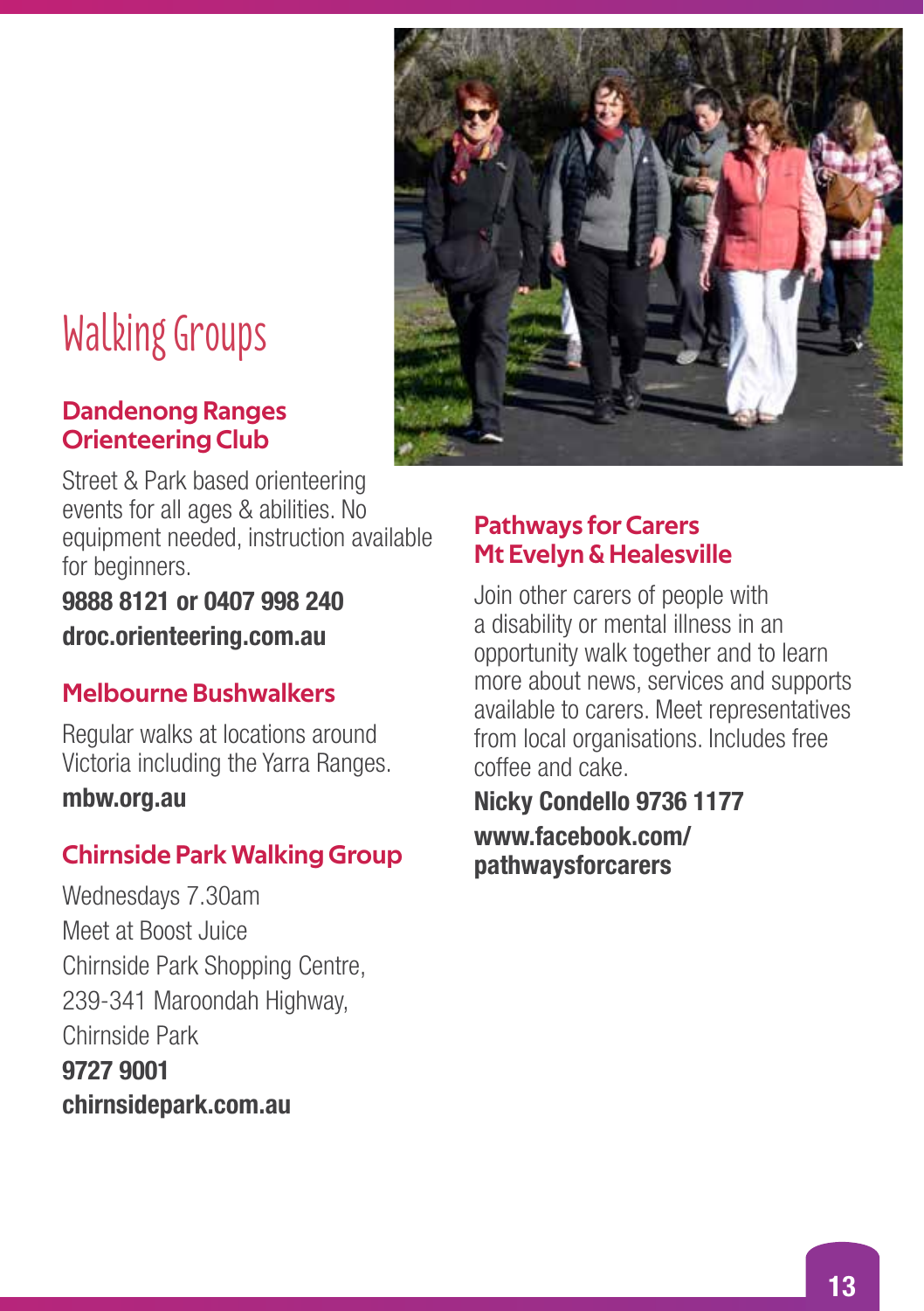# Walking Groups

## Dandenong Ranges Orienteering Club

Street & Park based orienteering events for all ages & abilities. No equipment needed, instruction available for beginners.

**9888 8121 or 0407 998 240**

**droc.orienteering.com.au**

## Melbourne Bushwalkers

Regular walks at locations around Victoria including the Yarra Ranges.

**mbw.org.au**

## Chirnside Park Walking Group

Wednesdays 7.30am
Meet at Boost Juice
Chirnside Park Shopping Centre,
239-341 Maroondah Highway,
Chirnside Park

**9727 9001**

**chirnsidepark.com.au**

## Pathways for Carers Mt Evelyn & Healesville

Join other carers of people with a disability or mental illness in an opportunity walk together and to learn more about news, services and supports available to carers. Meet representatives from local organisations. Includes free coffee and cake.

**Nicky Condello 9736 1177**

**www.facebook.com/pathwaysforcarers**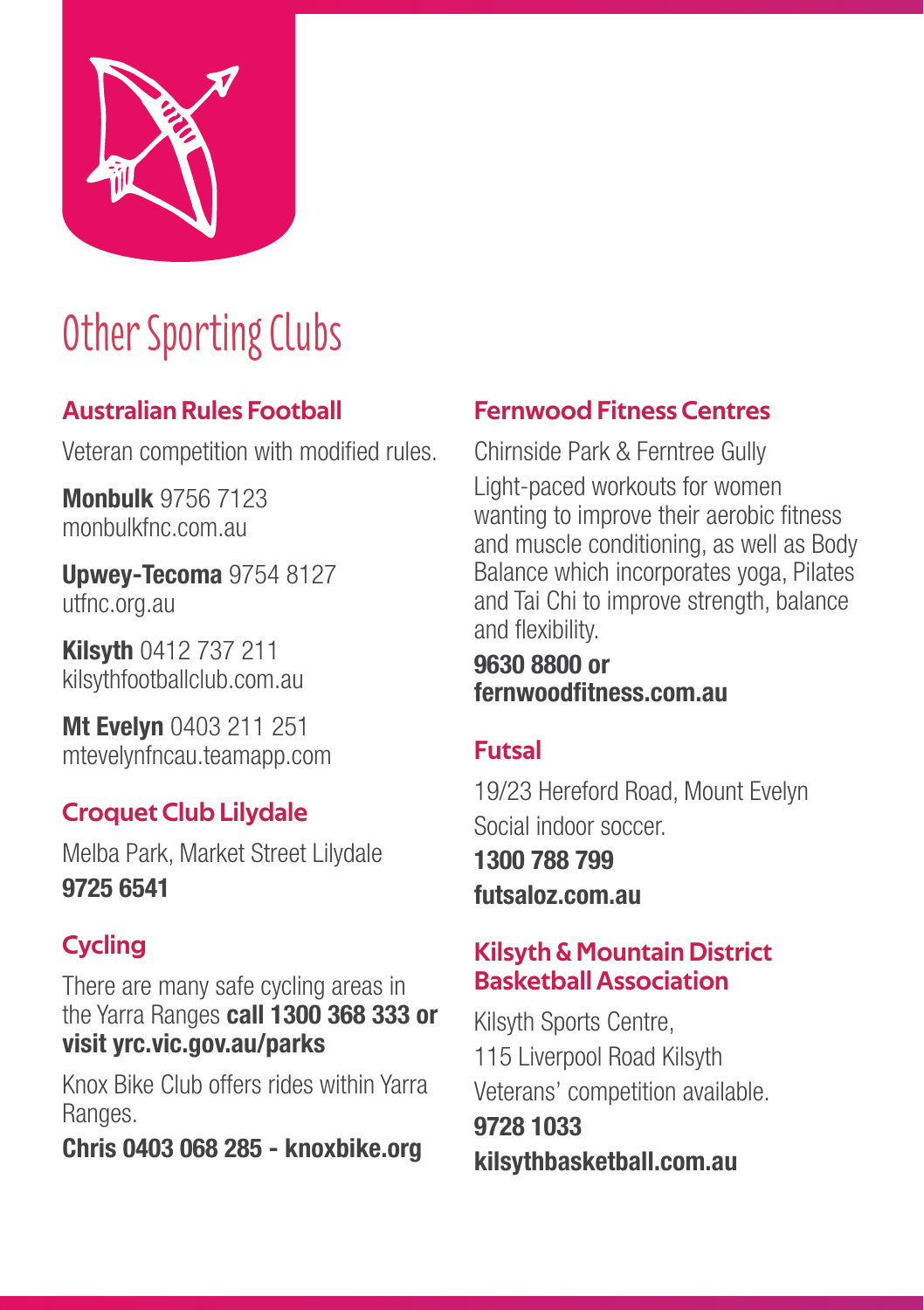# Other Sporting Clubs

## Australian Rules Football

Veteran competition with modified rules.

**Monbulk** 9756 7123
monbulkfnc.com.au

**Upwey-Tecoma** 9754 8127
utfnc.org.au

**Kilsyth** 0412 737 211
kilsythfootballclub.com.au

**Mt Evelyn** 0403 211 251
mtevelynfncau.teamapp.com

## Croquet Club Lilydale

Melba Park, Market Street Lilydale
**9725 6541**

## Cycling

There are many safe cycling areas in the Yarra Ranges **call 1300 368 333 or visit yrc.vic.gov.au/parks**

Knox Bike Club offers rides within Yarra Ranges.

**Chris 0403 068 285 - knoxbike.org**

## Fernwood Fitness Centres

Chirnside Park & Ferntree Gully

Light-paced workouts for women wanting to improve their aerobic fitness and muscle conditioning, as well as Body Balance which incorporates yoga, Pilates and Tai Chi to improve strength, balance and flexibility.

**9630 8800 or fernwoodfitness.com.au**

## Futsal

19/23 Hereford Road, Mount Evelyn

Social indoor soccer.

**1300 788 799**

**futsaloz.com.au**

## Kilsyth & Mountain District Basketball Association

Kilsyth Sports Centre,
115 Liverpool Road Kilsyth

Veterans' competition available.

**9728 1033**

**kilsythbasketball.com.au**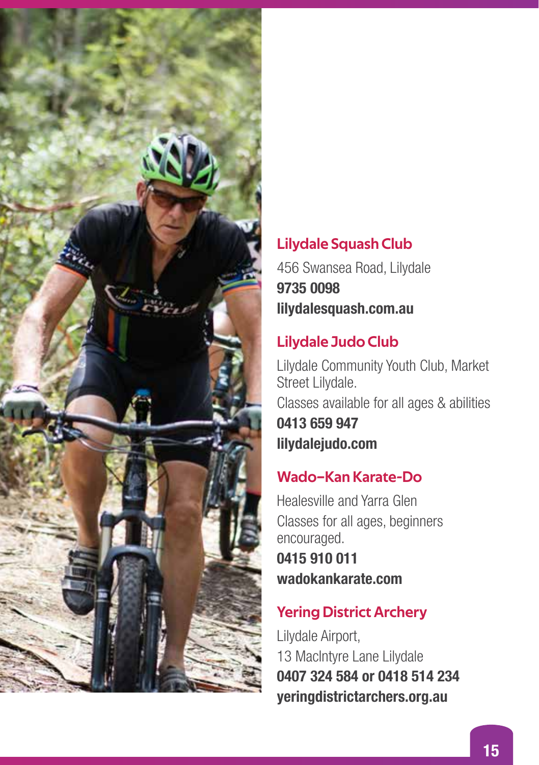## Lilydale Squash Club

456 Swansea Road, Lilydale

**9735 0098**

**lilydalesquash.com.au**

## Lilydale Judo Club

Lilydale Community Youth Club, Market Street Lilydale.

Classes available for all ages & abilities

**0413 659 947**

**lilydalejudo.com**

## Wado–Kan Karate-Do

Healesville and Yarra Glen

Classes for all ages, beginners encouraged.

**0415 910 011**

**wadokankarate.com**

## Yering District Archery

Lilydale Airport,

13 MacIntyre Lane Lilydale

**0407 324 584 or 0418 514 234**

**yeringdistrictarchers.org.au**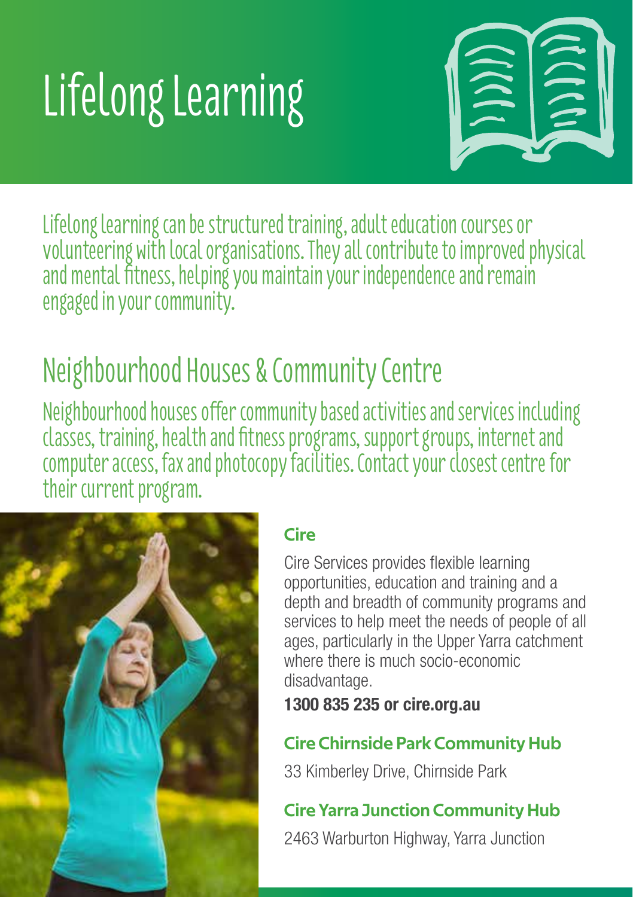# Lifelong Learning

Lifelong learning can be structured training, adult education courses or volunteering with local organisations. They all contribute to improved physical and mental fitness, helping you maintain your independence and remain engaged in your community.

## Neighbourhood Houses & Community Centre

Neighbourhood houses offer community based activities and services including classes, training, health and fitness programs, support groups, internet and computer access, fax and photocopy facilities. Contact your closest centre for their current program.

### Cire

Cire Services provides flexible learning opportunities, education and training and a depth and breadth of community programs and services to help meet the needs of people of all ages, particularly in the Upper Yarra catchment where there is much socio-economic disadvantage.

**1300 835 235 or cire.org.au**

### Cire Chirnside Park Community Hub

33 Kimberley Drive, Chirnside Park

### Cire Yarra Junction Community Hub

2463 Warburton Highway, Yarra Junction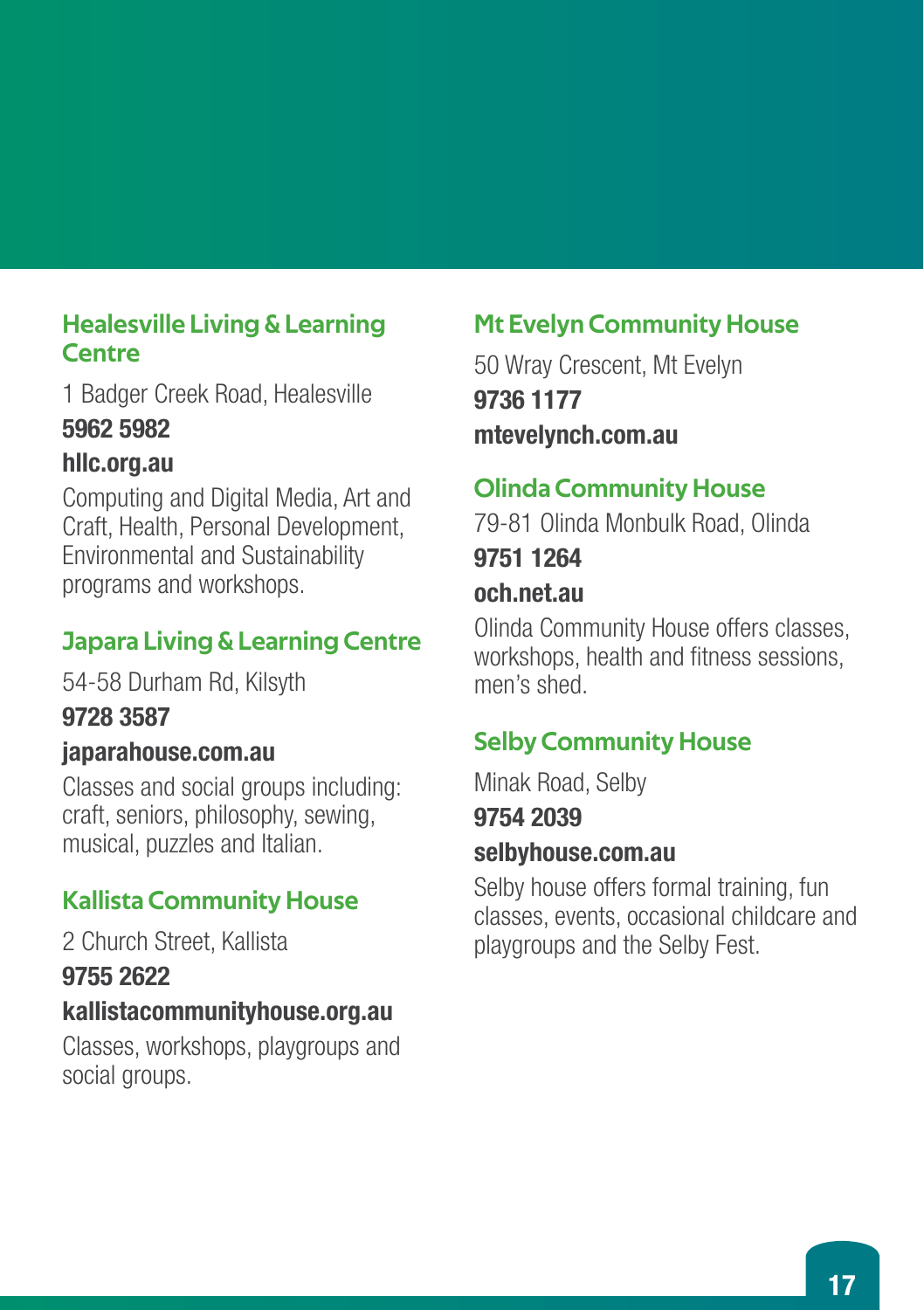### Healesville Living & Learning Centre

1 Badger Creek Road, Healesville

**5962 5982**

**hllc.org.au**

Computing and Digital Media, Art and Craft, Health, Personal Development, Environmental and Sustainability programs and workshops.

### Japara Living & Learning Centre

54-58 Durham Rd, Kilsyth

**9728 3587**

**japarahouse.com.au**

Classes and social groups including: craft, seniors, philosophy, sewing, musical, puzzles and Italian.

### Kallista Community House

2 Church Street, Kallista

**9755 2622**

**kallistacommunityhouse.org.au**

Classes, workshops, playgroups and social groups.

### Mt Evelyn Community House

50 Wray Crescent, Mt Evelyn

**9736 1177**

**mtevelynch.com.au**

### Olinda Community House

79-81 Olinda Monbulk Road, Olinda

**9751 1264**

**och.net.au**

Olinda Community House offers classes, workshops, health and fitness sessions, men's shed.

### Selby Community House

Minak Road, Selby

**9754 2039**

**selbyhouse.com.au**

Selby house offers formal training, fun classes, events, occasional childcare and playgroups and the Selby Fest.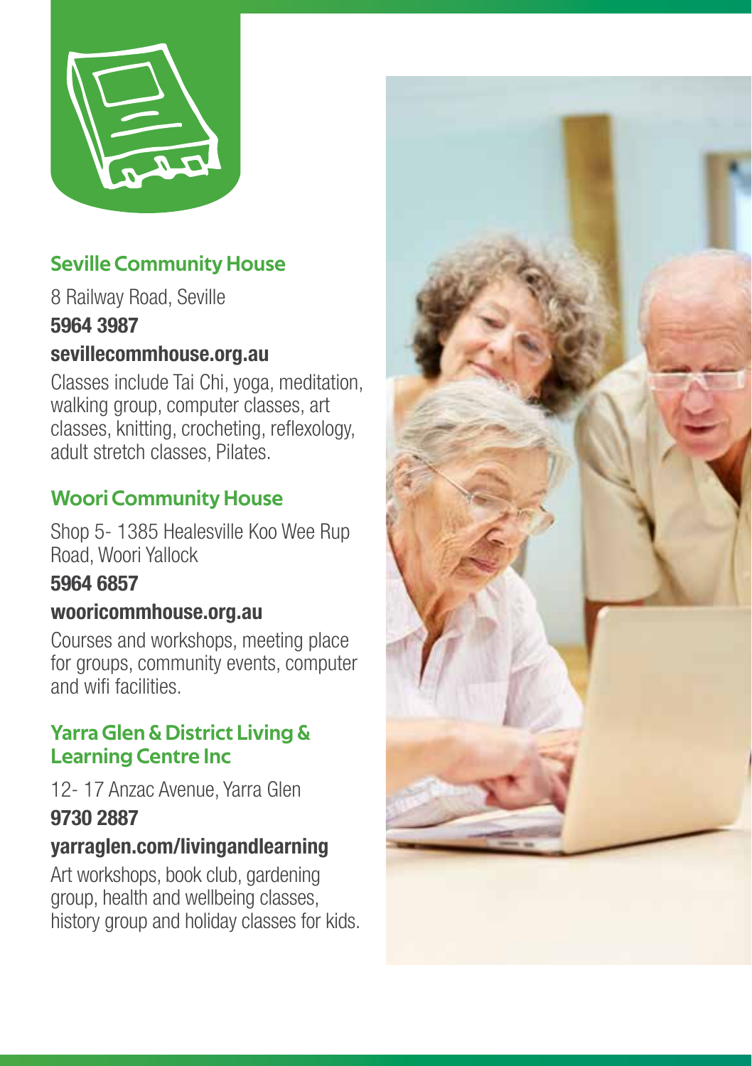## Seville Community House

8 Railway Road, Seville

**5964 3987**

**sevillecommhouse.org.au**

Classes include Tai Chi, yoga, meditation, walking group, computer classes, art classes, knitting, crocheting, reflexology, adult stretch classes, Pilates.

## Woori Community House

Shop 5- 1385 Healesville Koo Wee Rup Road, Woori Yallock

**5964 6857**

**wooricommhouse.org.au**

Courses and workshops, meeting place for groups, community events, computer and wifi facilities.

## Yarra Glen & District Living & Learning Centre Inc

12- 17 Anzac Avenue, Yarra Glen

**9730 2887**

**yarraglen.com/livingandlearning**

Art workshops, book club, gardening group, health and wellbeing classes, history group and holiday classes for kids.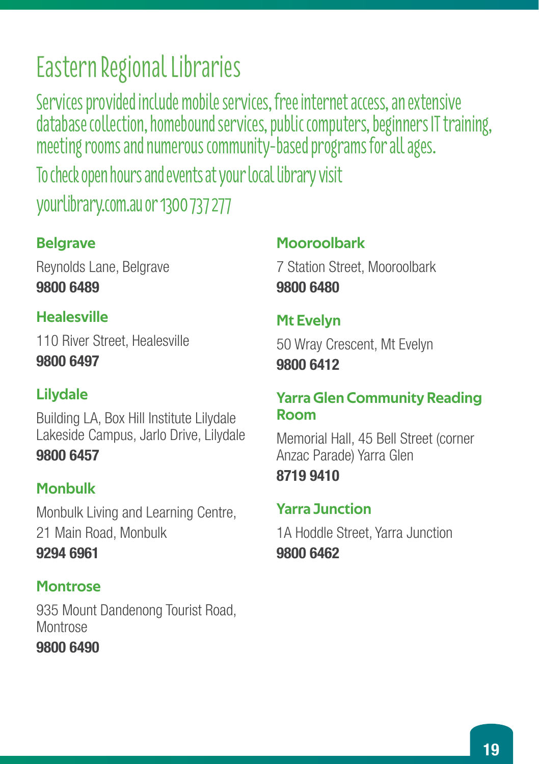# Eastern Regional Libraries

Services provided include mobile services, free internet access, an extensive database collection, homebound services, public computers, beginners IT training, meeting rooms and numerous community-based programs for all ages.

To check open hours and events at your local library visit yourlibrary.com.au or 1300 737 277

### Belgrave

Reynolds Lane, Belgrave
**9800 6489**

### Healesville

110 River Street, Healesville
**9800 6497**

### Lilydale

Building LA, Box Hill Institute Lilydale Lakeside Campus, Jarlo Drive, Lilydale
**9800 6457**

### Monbulk

Monbulk Living and Learning Centre, 21 Main Road, Monbulk
**9294 6961**

### Montrose

935 Mount Dandenong Tourist Road, Montrose
**9800 6490**

### Mooroolbark

7 Station Street, Mooroolbark
**9800 6480**

### Mt Evelyn

50 Wray Crescent, Mt Evelyn
**9800 6412**

### Yarra Glen Community Reading Room

Memorial Hall, 45 Bell Street (corner Anzac Parade) Yarra Glen
**8719 9410**

### Yarra Junction

1A Hoddle Street, Yarra Junction
**9800 6462**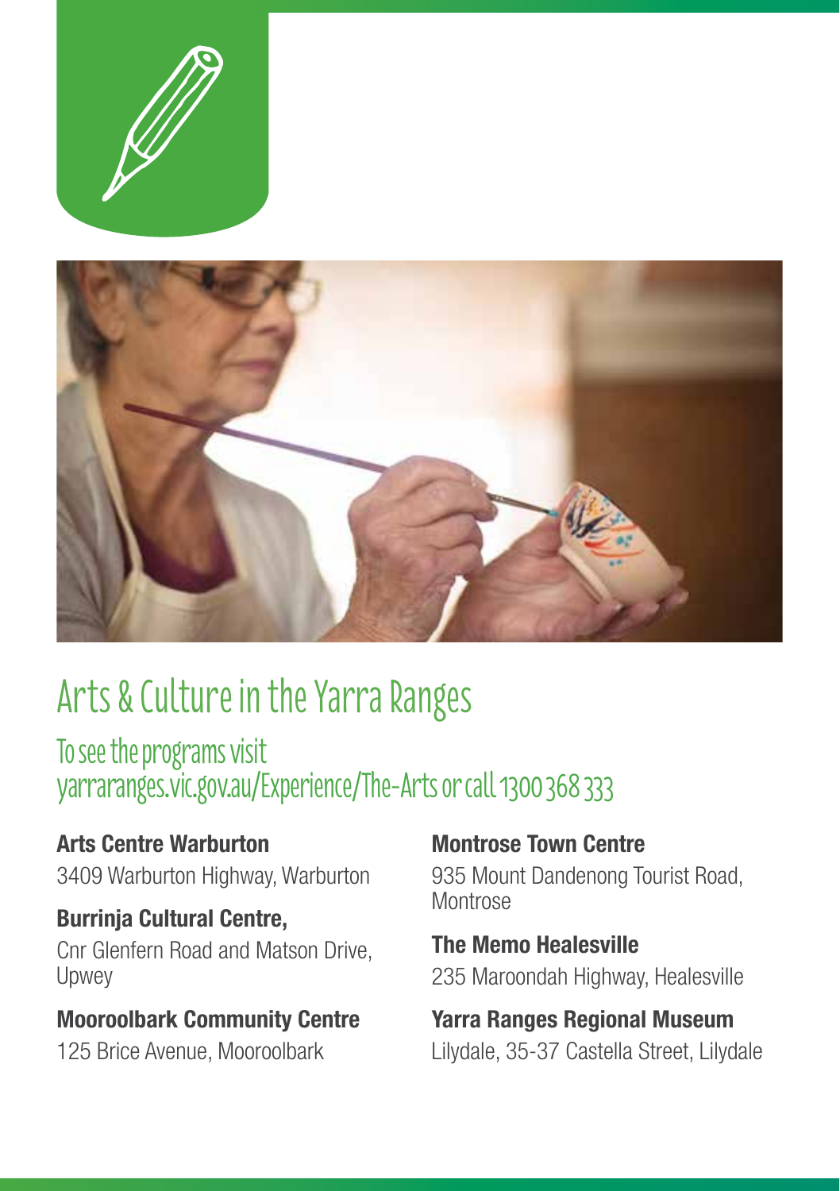# Arts & Culture in the Yarra Ranges

## To see the programs visit yarraranges.vic.gov.au/Experience/The-Arts or call 1300 368 333

**Arts Centre Warburton**
3409 Warburton Highway, Warburton

**Burrinja Cultural Centre,**
Cnr Glenfern Road and Matson Drive, Upwey

**Mooroolbark Community Centre**
125 Brice Avenue, Mooroolbark

**Montrose Town Centre**
935 Mount Dandenong Tourist Road, Montrose

**The Memo Healesville**
235 Maroondah Highway, Healesville

**Yarra Ranges Regional Museum**
Lilydale, 35-37 Castella Street, Lilydale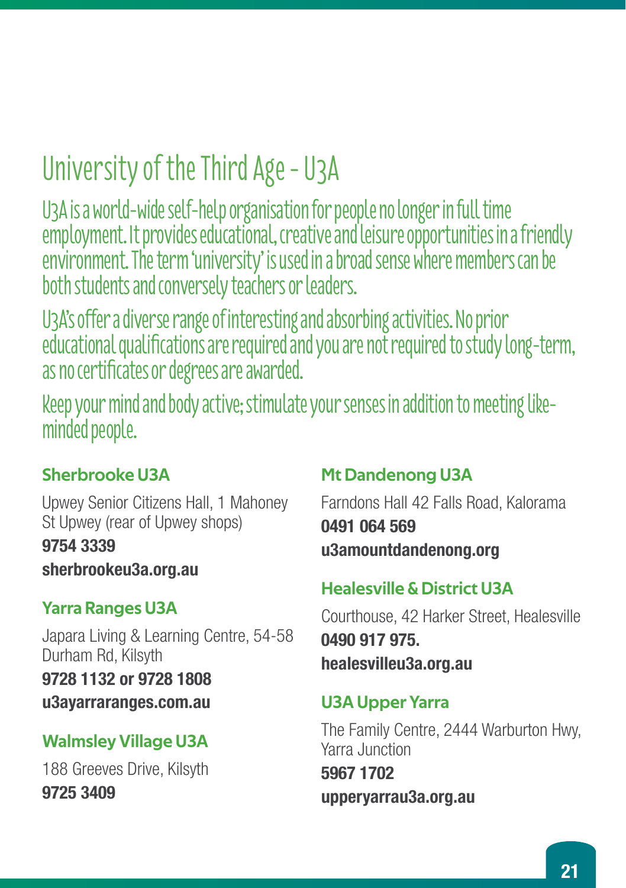# University of the Third Age - U3A

U3A is a world-wide self-help organisation for people no longer in full time employment. It provides educational, creative and leisure opportunities in a friendly environment. The term 'university' is used in a broad sense where members can be both students and conversely teachers or leaders.

U3A's offer a diverse range of interesting and absorbing activities. No prior educational qualifications are required and you are not required to study long-term, as no certificates or degrees are awarded.

Keep your mind and body active; stimulate your senses in addition to meeting like-minded people.

### Sherbrooke U3A

Upwey Senior Citizens Hall, 1 Mahoney St Upwey (rear of Upwey shops)

**9754 3339**

**sherbrookeu3a.org.au**

### Yarra Ranges U3A

Japara Living & Learning Centre, 54-58 Durham Rd, Kilsyth

**9728 1132 or 9728 1808**

**u3ayarraranges.com.au**

### Walmsley Village U3A

188 Greeves Drive, Kilsyth

**9725 3409**

### Mt Dandenong U3A

Farndons Hall 42 Falls Road, Kalorama

**0491 064 569**

**u3amountdandenong.org**

### Healesville & District U3A

Courthouse, 42 Harker Street, Healesville

**0490 917 975.**

**healesvilleu3a.org.au**

### U3A Upper Yarra

The Family Centre, 2444 Warburton Hwy, Yarra Junction

**5967 1702**

**upperyarrau3a.org.au**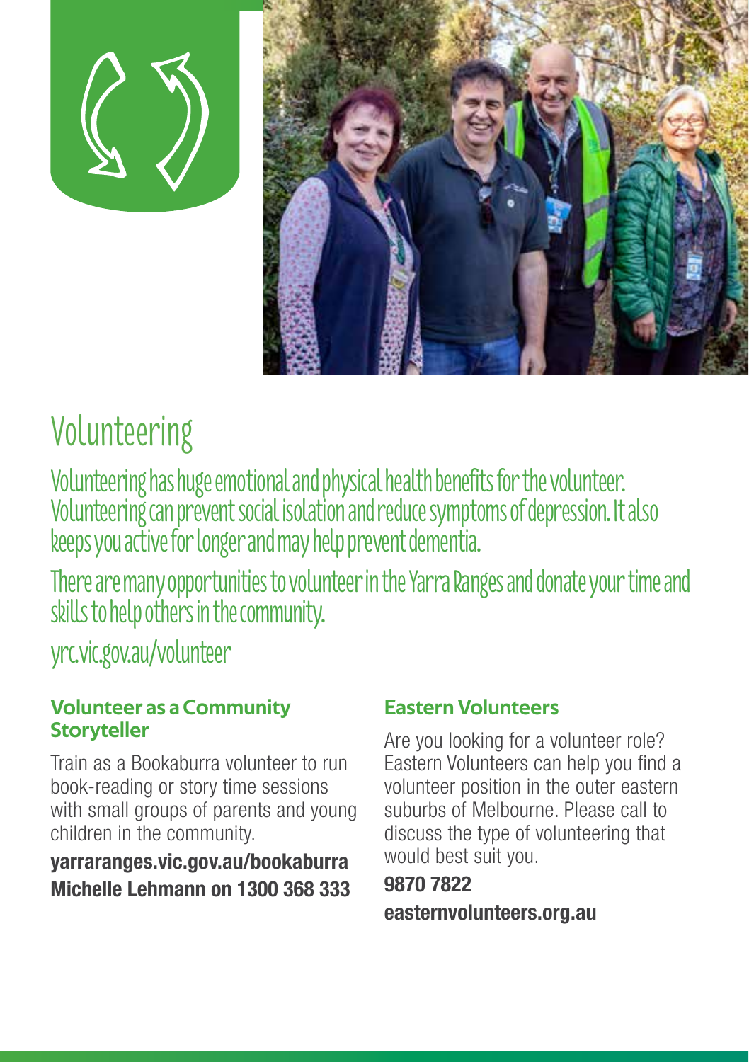# Volunteering

Volunteering has huge emotional and physical health benefits for the volunteer. Volunteering can prevent social isolation and reduce symptoms of depression. It also keeps you active for longer and may help prevent dementia.

There are many opportunities to volunteer in the Yarra Ranges and donate your time and skills to help others in the community.

yrc.vic.gov.au/volunteer

### Volunteer as a Community Storyteller

Train as a Bookaburra volunteer to run book-reading or story time sessions with small groups of parents and young children in the community.

**yarraranges.vic.gov.au/bookaburra**
**Michelle Lehmann on 1300 368 333**

### Eastern Volunteers

Are you looking for a volunteer role? Eastern Volunteers can help you find a volunteer position in the outer eastern suburbs of Melbourne. Please call to discuss the type of volunteering that would best suit you.

**9870 7822**

**easternvolunteers.org.au**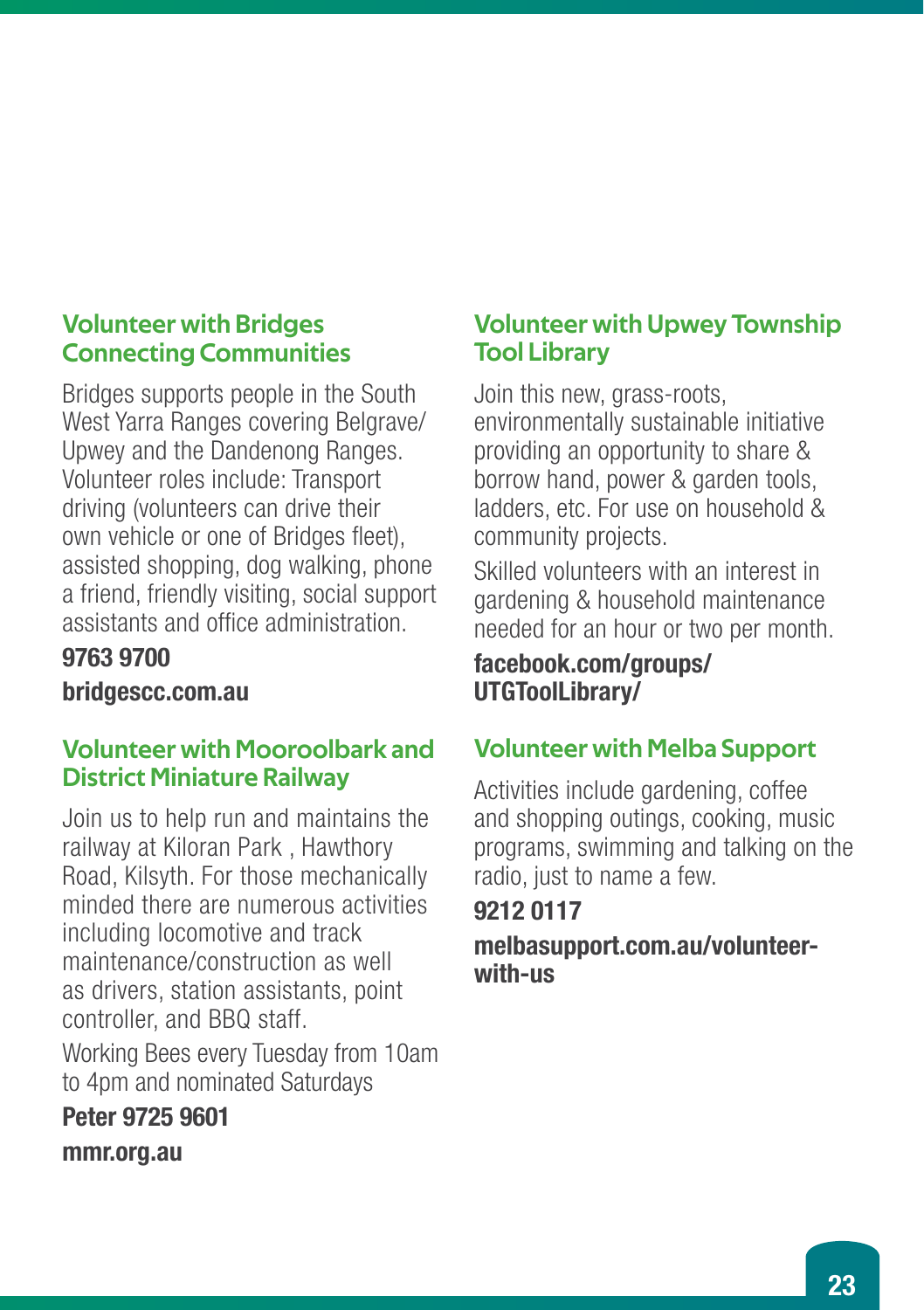## Volunteer with Bridges Connecting Communities

Bridges supports people in the South West Yarra Ranges covering Belgrave/ Upwey and the Dandenong Ranges. Volunteer roles include: Transport driving (volunteers can drive their own vehicle or one of Bridges fleet), assisted shopping, dog walking, phone a friend, friendly visiting, social support assistants and office administration.

**9763 9700**

**bridgescc.com.au**

## Volunteer with Mooroolbark and District Miniature Railway

Join us to help run and maintains the railway at Kiloran Park , Hawthory Road, Kilsyth. For those mechanically minded there are numerous activities including locomotive and track maintenance/construction as well as drivers, station assistants, point controller, and BBQ staff.

Working Bees every Tuesday from 10am to 4pm and nominated Saturdays

**Peter 9725 9601**

**mmr.org.au**

## Volunteer with Upwey Township Tool Library

Join this new, grass-roots, environmentally sustainable initiative providing an opportunity to share & borrow hand, power & garden tools, ladders, etc. For use on household & community projects.

Skilled volunteers with an interest in gardening & household maintenance needed for an hour or two per month.

**facebook.com/groups/UTGToolLibrary/**

## Volunteer with Melba Support

Activities include gardening, coffee and shopping outings, cooking, music programs, swimming and talking on the radio, just to name a few.

**9212 0117**

**melbasupport.com.au/volunteer-with-us**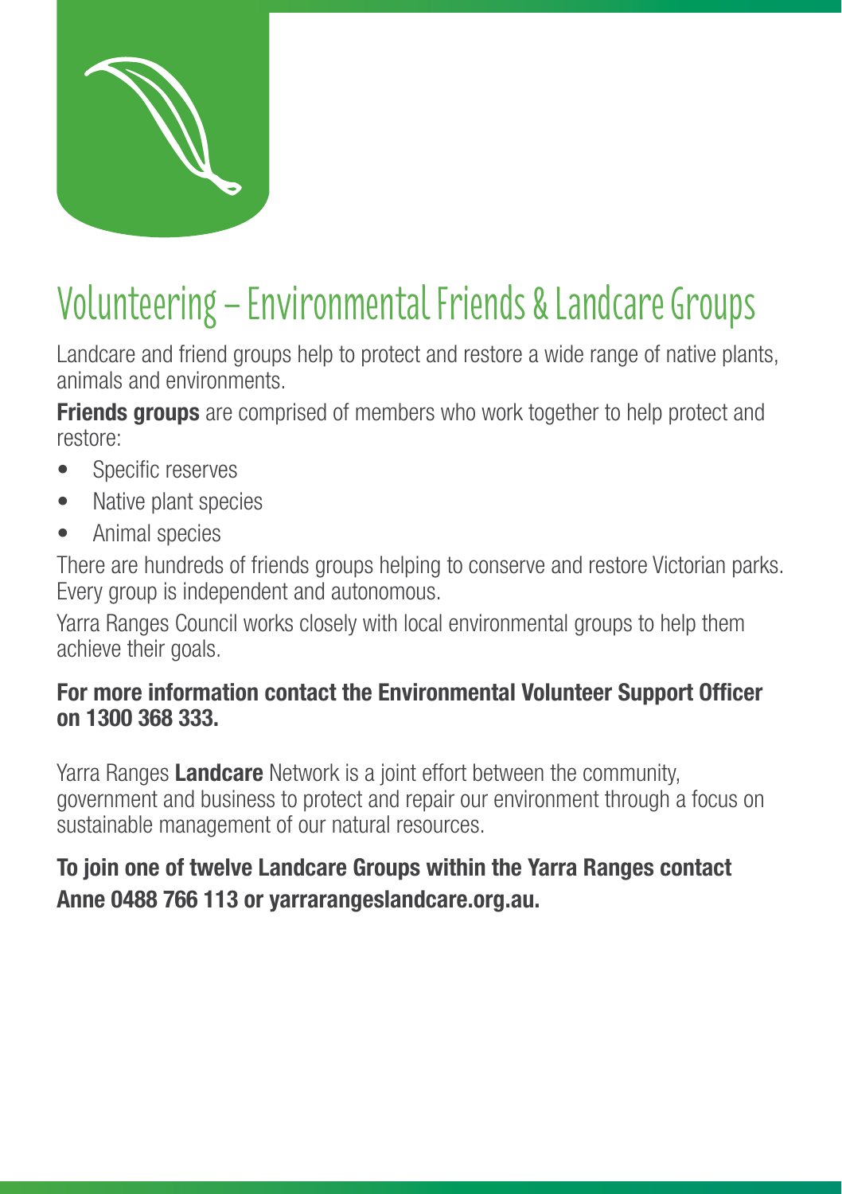# Volunteering – Environmental Friends & Landcare Groups

Landcare and friend groups help to protect and restore a wide range of native plants, animals and environments.

**Friends groups** are comprised of members who work together to help protect and restore:

- Specific reserves
- Native plant species
- Animal species

There are hundreds of friends groups helping to conserve and restore Victorian parks. Every group is independent and autonomous.

Yarra Ranges Council works closely with local environmental groups to help them achieve their goals.

**For more information contact the Environmental Volunteer Support Officer on 1300 368 333.**

Yarra Ranges **Landcare** Network is a joint effort between the community, government and business to protect and repair our environment through a focus on sustainable management of our natural resources.

**To join one of twelve Landcare Groups within the Yarra Ranges contact Anne 0488 766 113 or yarrarangeslandcare.org.au.**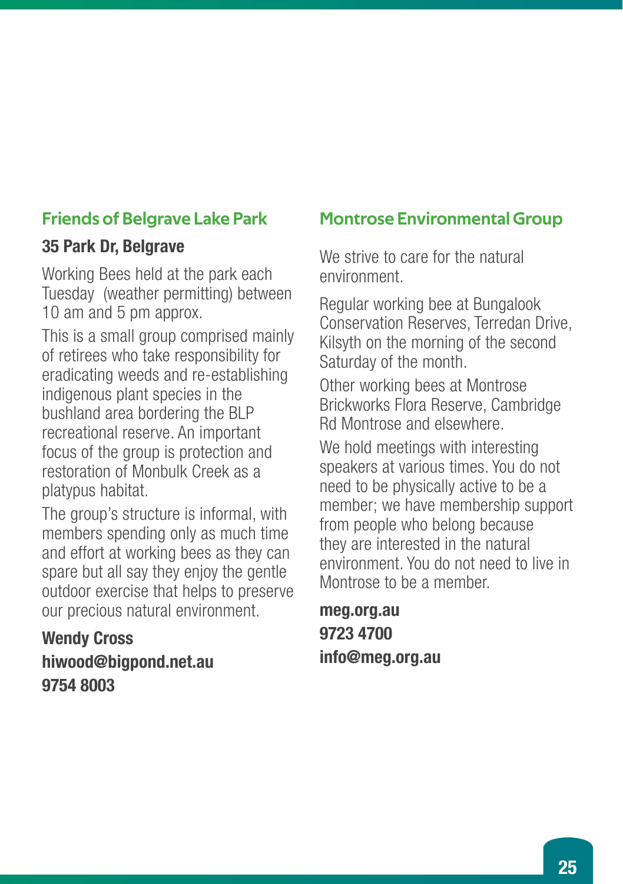## Friends of Belgrave Lake Park

**35 Park Dr, Belgrave**

Working Bees held at the park each Tuesday (weather permitting) between 10 am and 5 pm approx.

This is a small group comprised mainly of retirees who take responsibility for eradicating weeds and re-establishing indigenous plant species in the bushland area bordering the BLP recreational reserve. An important focus of the group is protection and restoration of Monbulk Creek as a platypus habitat.

The group's structure is informal, with members spending only as much time and effort at working bees as they can spare but all say they enjoy the gentle outdoor exercise that helps to preserve our precious natural environment.

**Wendy Cross**
**hiwood@bigpond.net.au**
**9754 8003**

## Montrose Environmental Group

We strive to care for the natural environment.

Regular working bee at Bungalook Conservation Reserves, Terredan Drive, Kilsyth on the morning of the second Saturday of the month.

Other working bees at Montrose Brickworks Flora Reserve, Cambridge Rd Montrose and elsewhere.

We hold meetings with interesting speakers at various times. You do not need to be physically active to be a member; we have membership support from people who belong because they are interested in the natural environment. You do not need to live in Montrose to be a member.

**meg.org.au**
**9723 4700**
**info@meg.org.au**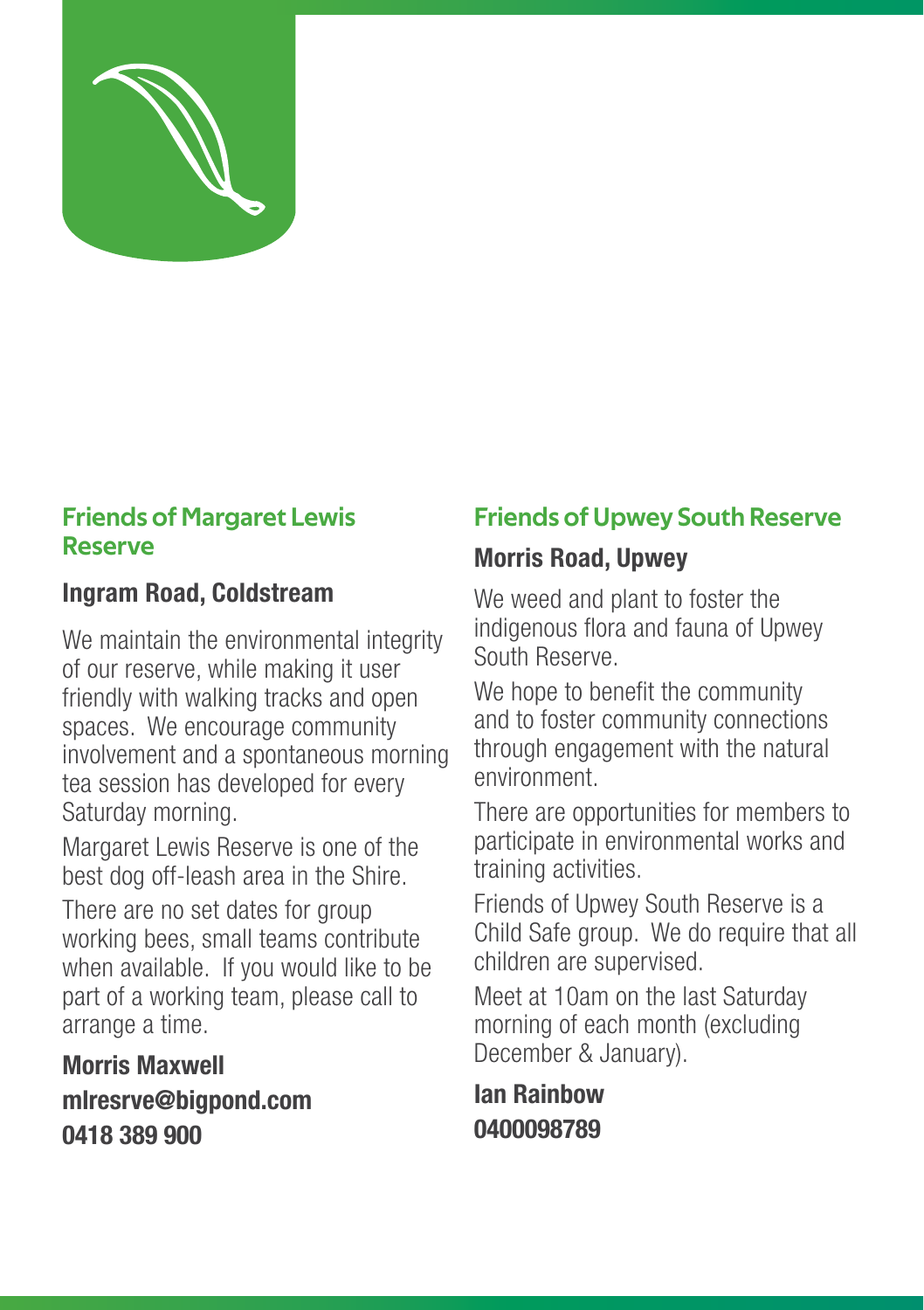## Friends of Margaret Lewis Reserve

### Ingram Road, Coldstream

We maintain the environmental integrity of our reserve, while making it user friendly with walking tracks and open spaces. We encourage community involvement and a spontaneous morning tea session has developed for every Saturday morning.

Margaret Lewis Reserve is one of the best dog off-leash area in the Shire.

There are no set dates for group working bees, small teams contribute when available. If you would like to be part of a working team, please call to arrange a time.

**Morris Maxwell**
**mlresrve@bigpond.com**
**0418 389 900**

## Friends of Upwey South Reserve

### Morris Road, Upwey

We weed and plant to foster the indigenous flora and fauna of Upwey South Reserve.

We hope to benefit the community and to foster community connections through engagement with the natural environment.

There are opportunities for members to participate in environmental works and training activities.

Friends of Upwey South Reserve is a Child Safe group. We do require that all children are supervised.

Meet at 10am on the last Saturday morning of each month (excluding December & January).

**Ian Rainbow**
**0400098789**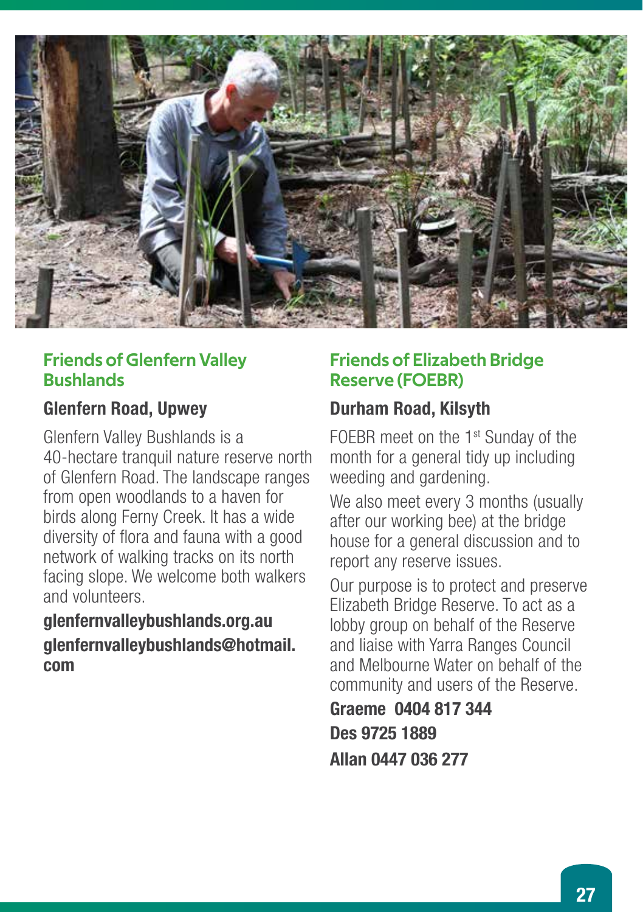## Friends of Glenfern Valley Bushlands

### Glenfern Road, Upwey

Glenfern Valley Bushlands is a 40-hectare tranquil nature reserve north of Glenfern Road. The landscape ranges from open woodlands to a haven for birds along Ferny Creek. It has a wide diversity of flora and fauna with a good network of walking tracks on its north facing slope. We welcome both walkers and volunteers.

**glenfernvalleybushlands.org.au**

**glenfernvalleybushlands@hotmail.com**

## Friends of Elizabeth Bridge Reserve (FOEBR)

### Durham Road, Kilsyth

FOEBR meet on the 1st Sunday of the month for a general tidy up including weeding and gardening.

We also meet every 3 months (usually after our working bee) at the bridge house for a general discussion and to report any reserve issues.

Our purpose is to protect and preserve Elizabeth Bridge Reserve. To act as a lobby group on behalf of the Reserve and liaise with Yarra Ranges Council and Melbourne Water on behalf of the community and users of the Reserve.

**Graeme 0404 817 344**

**Des 9725 1889**

**Allan 0447 036 277**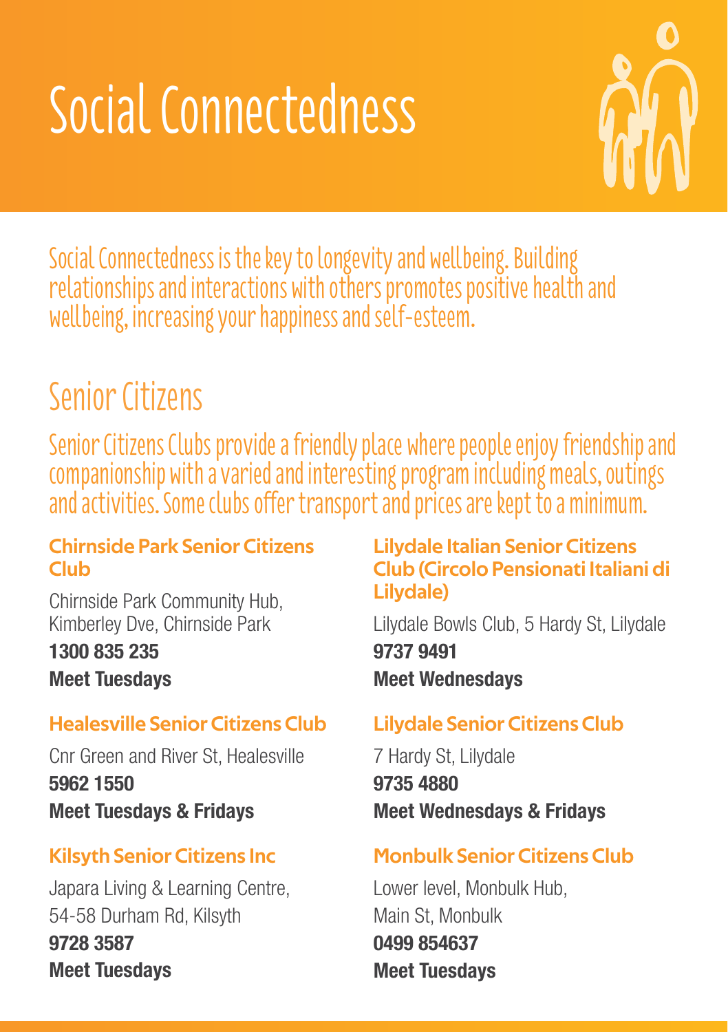# Social Connectedness

Social Connectedness is the key to longevity and wellbeing. Building relationships and interactions with others promotes positive health and wellbeing, increasing your happiness and self-esteem.

## Senior Citizens

Senior Citizens Clubs provide a friendly place where people enjoy friendship and companionship with a varied and interesting program including meals, outings and activities. Some clubs offer transport and prices are kept to a minimum.

### Chirnside Park Senior Citizens Club

Chirnside Park Community Hub, Kimberley Dve, Chirnside Park

**1300 835 235**

**Meet Tuesdays**

### Healesville Senior Citizens Club

Cnr Green and River St, Healesville

**5962 1550**

**Meet Tuesdays & Fridays**

### Kilsyth Senior Citizens Inc

Japara Living & Learning Centre, 54-58 Durham Rd, Kilsyth

**9728 3587**

**Meet Tuesdays**

### Lilydale Italian Senior Citizens Club (Circolo Pensionati Italiani di Lilydale)

Lilydale Bowls Club, 5 Hardy St, Lilydale

**9737 9491**

**Meet Wednesdays**

### Lilydale Senior Citizens Club

7 Hardy St, Lilydale

**9735 4880**

**Meet Wednesdays & Fridays**

### Monbulk Senior Citizens Club

Lower level, Monbulk Hub, Main St, Monbulk

**0499 854637**

**Meet Tuesdays**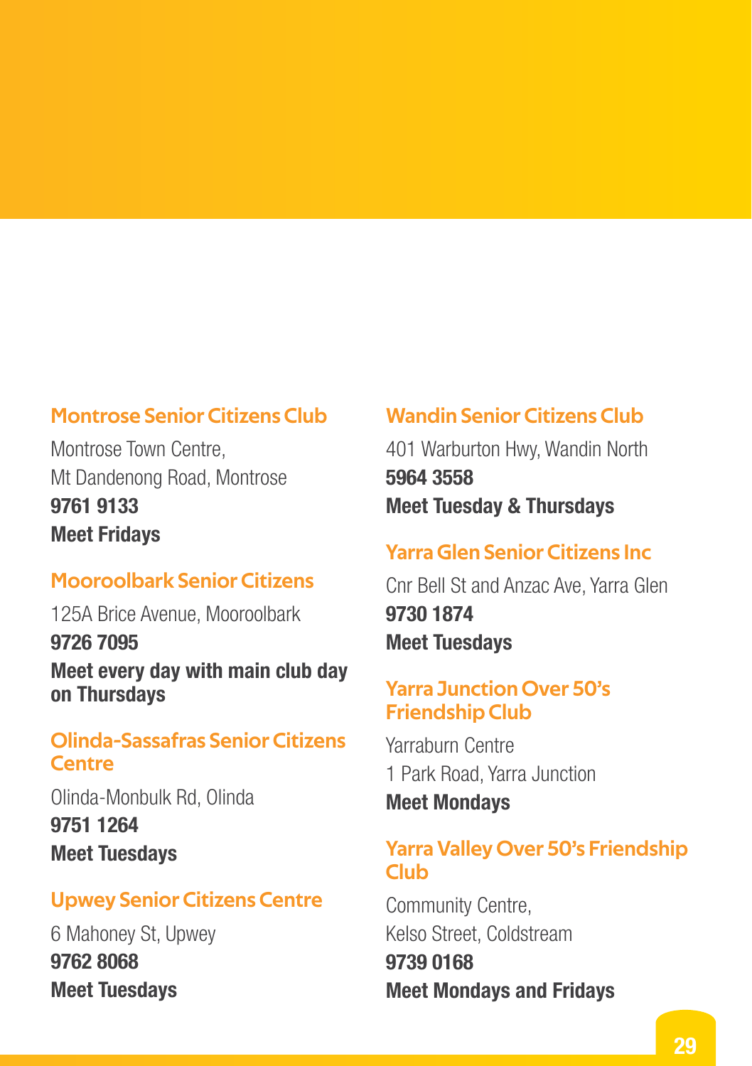### Montrose Senior Citizens Club

Montrose Town Centre,
Mt Dandenong Road, Montrose
**9761 9133**
**Meet Fridays**

### Mooroolbark Senior Citizens

125A Brice Avenue, Mooroolbark
**9726 7095**
**Meet every day with main club day on Thursdays**

### Olinda-Sassafras Senior Citizens Centre

Olinda-Monbulk Rd, Olinda
**9751 1264**
**Meet Tuesdays**

### Upwey Senior Citizens Centre

6 Mahoney St, Upwey
**9762 8068**
**Meet Tuesdays**

### Wandin Senior Citizens Club

401 Warburton Hwy, Wandin North
**5964 3558**
**Meet Tuesday & Thursdays**

### Yarra Glen Senior Citizens Inc

Cnr Bell St and Anzac Ave, Yarra Glen
**9730 1874**
**Meet Tuesdays**

### Yarra Junction Over 50's Friendship Club

Yarraburn Centre
1 Park Road, Yarra Junction
**Meet Mondays**

### Yarra Valley Over 50's Friendship Club

Community Centre,
Kelso Street, Coldstream
**9739 0168**
**Meet Mondays and Fridays**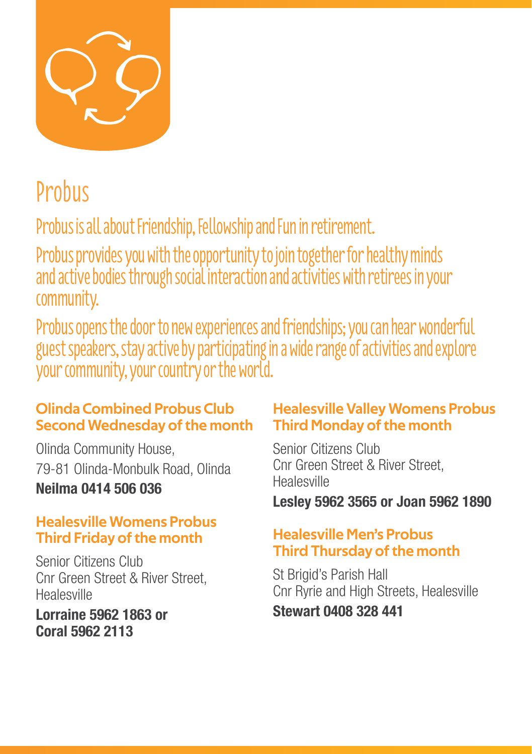# Probus

Probus is all about Friendship, Fellowship and Fun in retirement.

Probus provides you with the opportunity to join together for healthy minds and active bodies through social interaction and activities with retirees in your community.

Probus opens the door to new experiences and friendships; you can hear wonderful guest speakers, stay active by participating in a wide range of activities and explore your community, your country or the world.

### Olinda Combined Probus Club
### Second Wednesday of the month

Olinda Community House,
79-81 Olinda-Monbulk Road, Olinda

**Neilma 0414 506 036**

### Healesville Womens Probus
### Third Friday of the month

Senior Citizens Club
Cnr Green Street & River Street, Healesville

**Lorraine 5962 1863 or Coral 5962 2113**

### Healesville Valley Womens Probus
### Third Monday of the month

Senior Citizens Club
Cnr Green Street & River Street, Healesville

**Lesley 5962 3565 or Joan 5962 1890**

### Healesville Men's Probus
### Third Thursday of the month

St Brigid's Parish Hall
Cnr Ryrie and High Streets, Healesville

**Stewart 0408 328 441**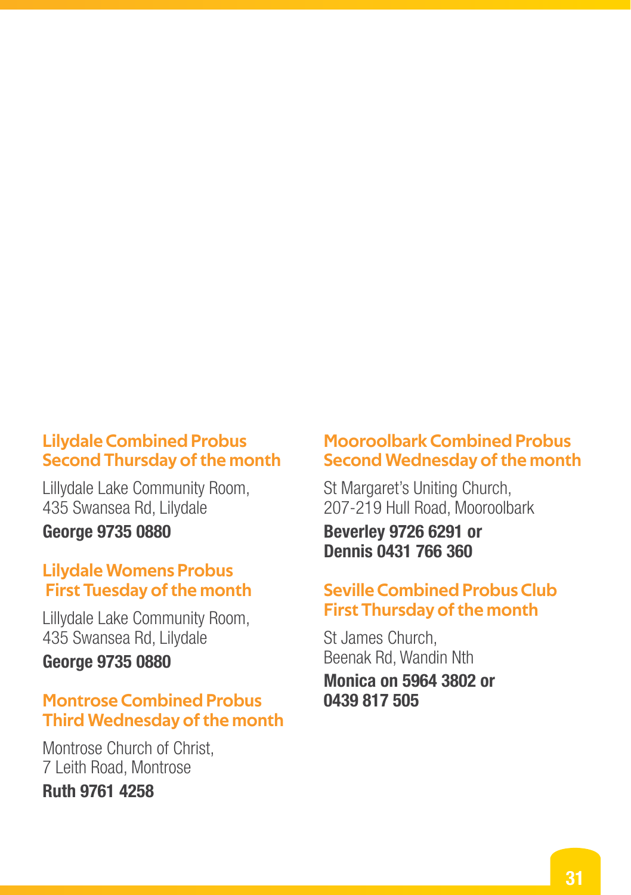### Lilydale Combined Probus
### Second Thursday of the month

Lillydale Lake Community Room,
435 Swansea Rd, Lilydale

**George 9735 0880**

### Lilydale Womens Probus
### First Tuesday of the month

Lillydale Lake Community Room,
435 Swansea Rd, Lilydale

**George 9735 0880**

### Montrose Combined Probus
### Third Wednesday of the month

Montrose Church of Christ,
7 Leith Road, Montrose

**Ruth 9761 4258**

### Mooroolbark Combined Probus
### Second Wednesday of the month

St Margaret's Uniting Church,
207-219 Hull Road, Mooroolbark

**Beverley 9726 6291 or**
**Dennis 0431 766 360**

### Seville Combined Probus Club
### First Thursday of the month

St James Church,
Beenak Rd, Wandin Nth

**Monica on 5964 3802 or**
**0439 817 505**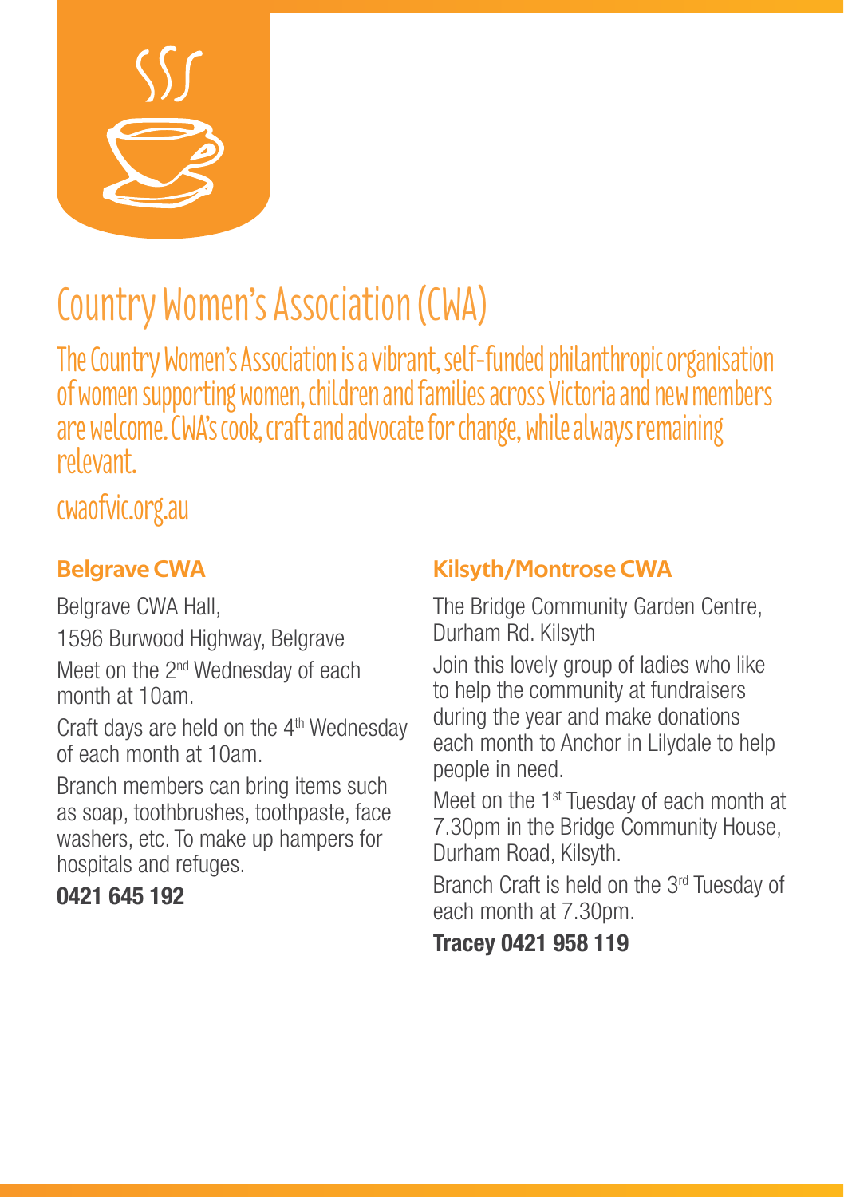# Country Women's Association (CWA)

The Country Women's Association is a vibrant, self-funded philanthropic organisation of women supporting women, children and families across Victoria and new members are welcome. CWA's cook, craft and advocate for change, while always remaining relevant.

cwaofvic.org.au

### Belgrave CWA

Belgrave CWA Hall,

1596 Burwood Highway, Belgrave

Meet on the 2nd Wednesday of each month at 10am.

Craft days are held on the 4th Wednesday of each month at 10am.

Branch members can bring items such as soap, toothbrushes, toothpaste, face washers, etc. To make up hampers for hospitals and refuges.

**0421 645 192**

### Kilsyth/Montrose CWA

The Bridge Community Garden Centre, Durham Rd. Kilsyth

Join this lovely group of ladies who like to help the community at fundraisers during the year and make donations each month to Anchor in Lilydale to help people in need.

Meet on the 1st Tuesday of each month at 7.30pm in the Bridge Community House, Durham Road, Kilsyth.

Branch Craft is held on the 3rd Tuesday of each month at 7.30pm.

**Tracey 0421 958 119**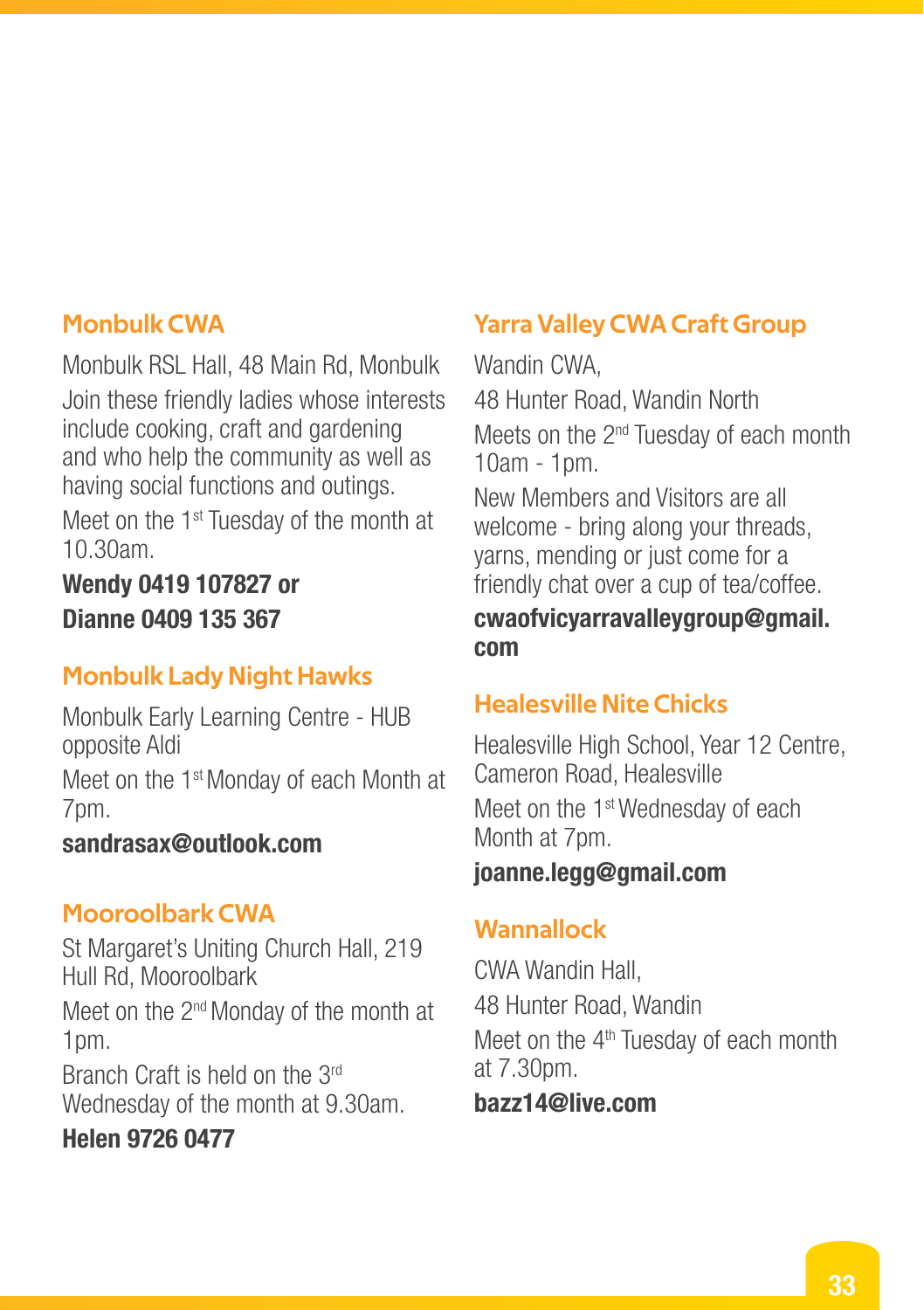## Monbulk CWA

Monbulk RSL Hall, 48 Main Rd, Monbulk

Join these friendly ladies whose interests include cooking, craft and gardening and who help the community as well as having social functions and outings.

Meet on the 1st Tuesday of the month at 10.30am.

**Wendy 0419 107827 or**
**Dianne 0409 135 367**

## Monbulk Lady Night Hawks

Monbulk Early Learning Centre - HUB opposite Aldi

Meet on the 1st Monday of each Month at 7pm.

**sandrasax@outlook.com**

## Mooroolbark CWA

St Margaret's Uniting Church Hall, 219 Hull Rd, Mooroolbark

Meet on the 2nd Monday of the month at 1pm.

Branch Craft is held on the 3rd Wednesday of the month at 9.30am.

**Helen 9726 0477**

## Yarra Valley CWA Craft Group

Wandin CWA,

48 Hunter Road, Wandin North

Meets on the 2nd Tuesday of each month 10am - 1pm.

New Members and Visitors are all welcome - bring along your threads, yarns, mending or just come for a friendly chat over a cup of tea/coffee.

**cwaofvicyarravalleygroup@gmail.com**

## Healesville Nite Chicks

Healesville High School, Year 12 Centre, Cameron Road, Healesville

Meet on the 1st Wednesday of each Month at 7pm.

**joanne.legg@gmail.com**

## Wannallock

CWA Wandin Hall,

48 Hunter Road, Wandin

Meet on the 4th Tuesday of each month at 7.30pm.

**bazz14@live.com**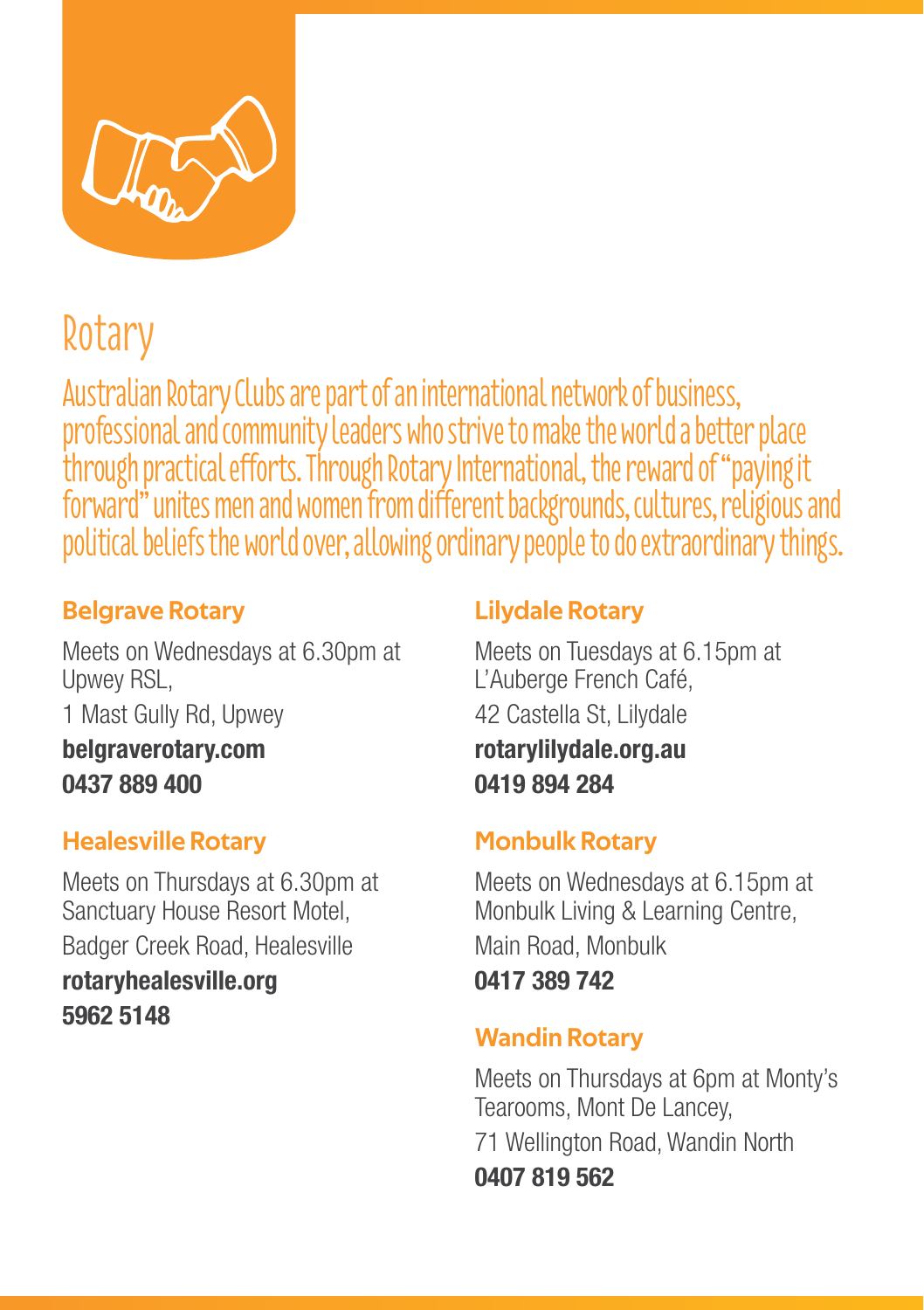# Rotary

Australian Rotary Clubs are part of an international network of business, professional and community leaders who strive to make the world a better place through practical efforts. Through Rotary International, the reward of "paying it forward" unites men and women from different backgrounds, cultures, religious and political beliefs the world over, allowing ordinary people to do extraordinary things.

### Belgrave Rotary

Meets on Wednesdays at 6.30pm at Upwey RSL,

1 Mast Gully Rd, Upwey

**belgraverotary.com**
**0437 889 400**

### Healesville Rotary

Meets on Thursdays at 6.30pm at Sanctuary House Resort Motel,

Badger Creek Road, Healesville

**rotaryhealesville.org**
**5962 5148**

### Lilydale Rotary

Meets on Tuesdays at 6.15pm at L'Auberge French Café,

42 Castella St, Lilydale

**rotarylilydale.org.au**
**0419 894 284**

### Monbulk Rotary

Meets on Wednesdays at 6.15pm at Monbulk Living & Learning Centre,

Main Road, Monbulk

**0417 389 742**

### Wandin Rotary

Meets on Thursdays at 6pm at Monty's Tearooms, Mont De Lancey,

71 Wellington Road, Wandin North

**0407 819 562**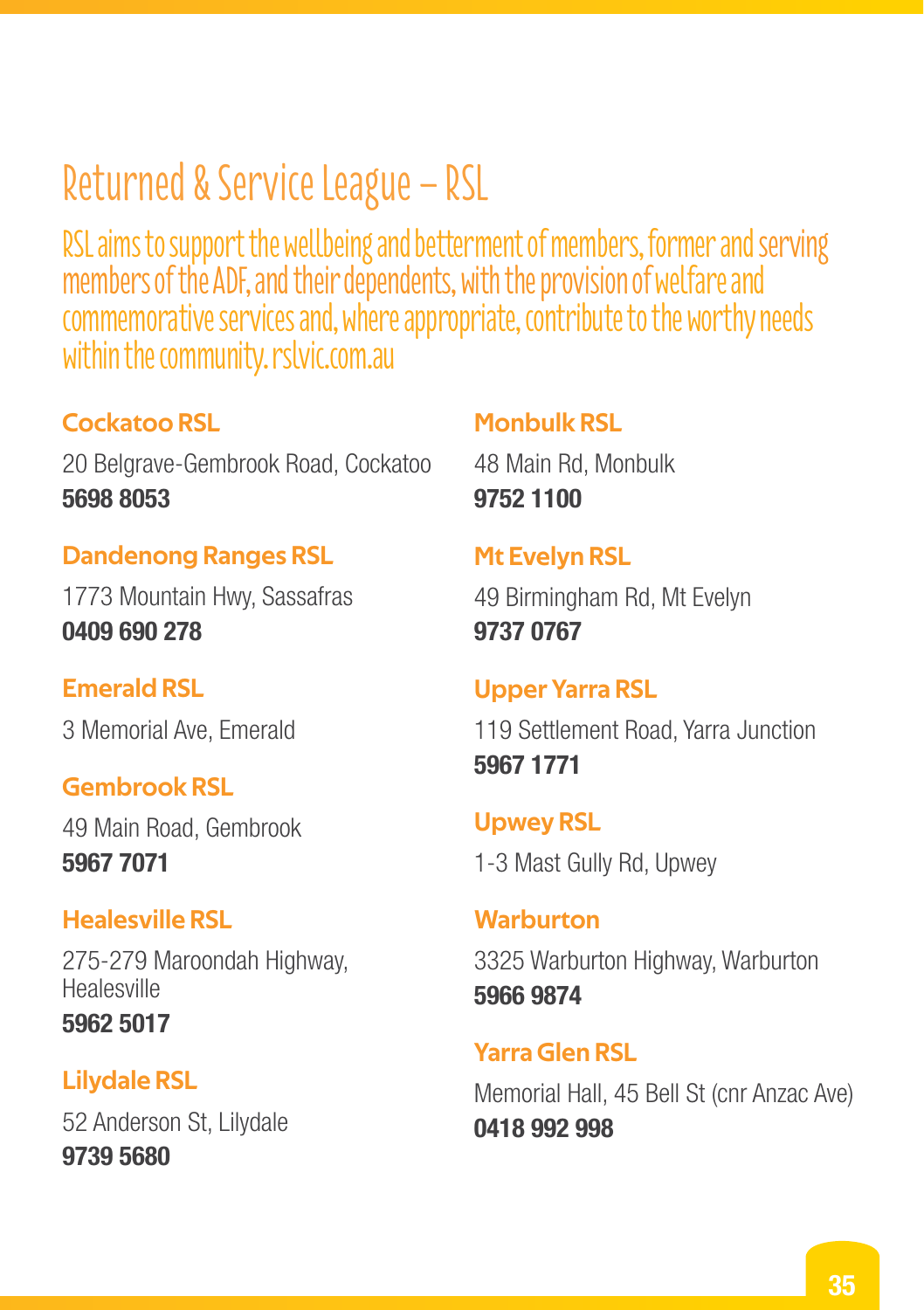# Returned & Service League – RSL

RSL aims to support the wellbeing and betterment of members, former and serving members of the ADF, and their dependents, with the provision of welfare and commemorative services and, where appropriate, contribute to the worthy needs within the community. rslvic.com.au

### Cockatoo RSL

20 Belgrave-Gembrook Road, Cockatoo
**5698 8053**

### Dandenong Ranges RSL

1773 Mountain Hwy, Sassafras
**0409 690 278**

### Emerald RSL

3 Memorial Ave, Emerald

### Gembrook RSL

49 Main Road, Gembrook
**5967 7071**

### Healesville RSL

275-279 Maroondah Highway, Healesville
**5962 5017**

### Lilydale RSL

52 Anderson St, Lilydale
**9739 5680**

### Monbulk RSL

48 Main Rd, Monbulk
**9752 1100**

### Mt Evelyn RSL

49 Birmingham Rd, Mt Evelyn
**9737 0767**

### Upper Yarra RSL

119 Settlement Road, Yarra Junction
**5967 1771**

### Upwey RSL

1-3 Mast Gully Rd, Upwey

### Warburton

3325 Warburton Highway, Warburton
**5966 9874**

### Yarra Glen RSL

Memorial Hall, 45 Bell St (cnr Anzac Ave)
**0418 992 998**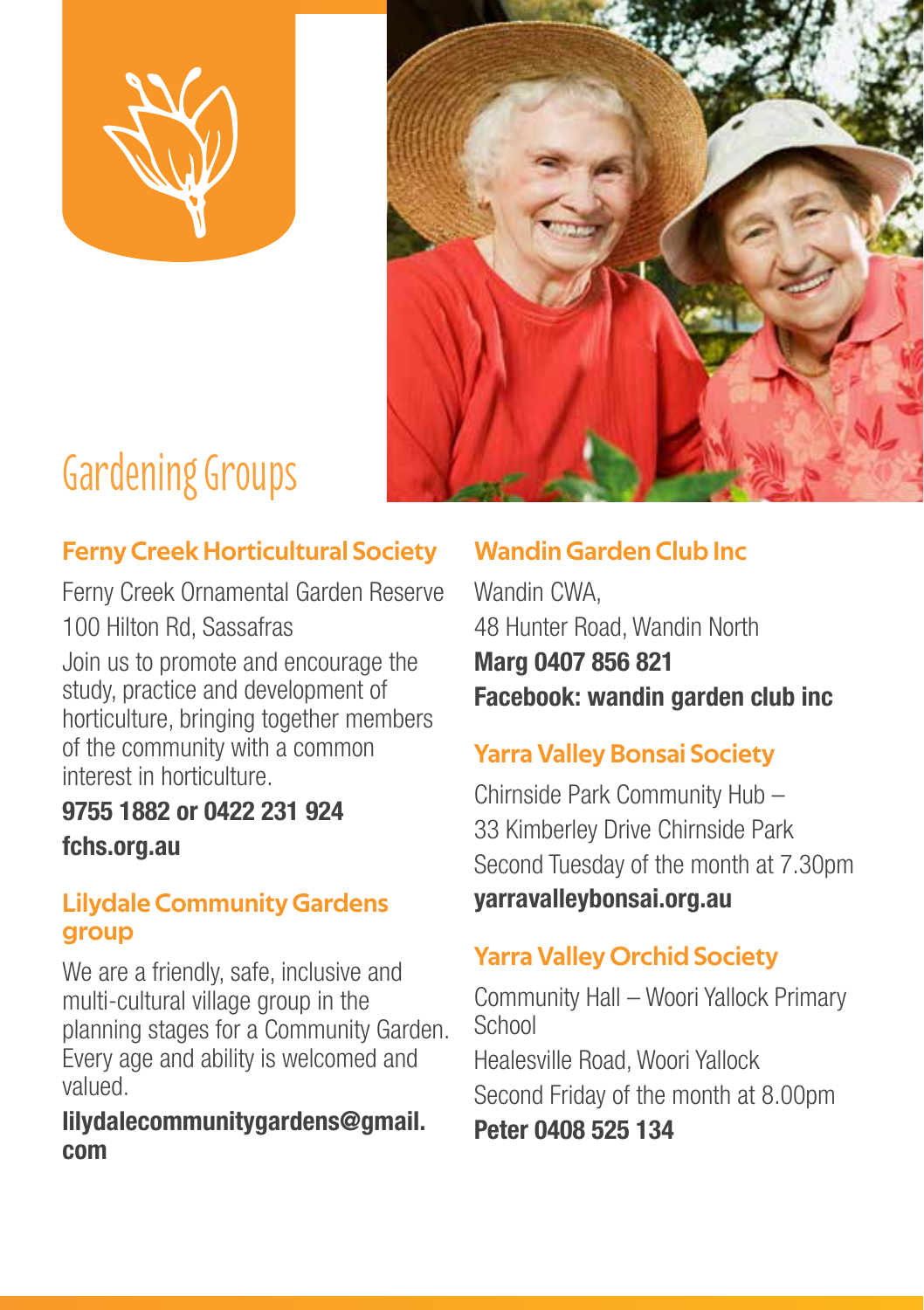# Gardening Groups

### Ferny Creek Horticultural Society

Ferny Creek Ornamental Garden Reserve
100 Hilton Rd, Sassafras

Join us to promote and encourage the study, practice and development of horticulture, bringing together members of the community with a common interest in horticulture.

**9755 1882 or 0422 231 924**

**fchs.org.au**

### Lilydale Community Gardens group

We are a friendly, safe, inclusive and multi-cultural village group in the planning stages for a Community Garden. Every age and ability is welcomed and valued.

**lilydalecommunitygardens@gmail.com**

### Wandin Garden Club Inc

Wandin CWA,
48 Hunter Road, Wandin North

**Marg 0407 856 821**

**Facebook: wandin garden club inc**

### Yarra Valley Bonsai Society

Chirnside Park Community Hub –
33 Kimberley Drive Chirnside Park
Second Tuesday of the month at 7.30pm

**yarravalleybonsai.org.au**

### Yarra Valley Orchid Society

Community Hall – Woori Yallock Primary School
Healesville Road, Woori Yallock
Second Friday of the month at 8.00pm

**Peter 0408 525 134**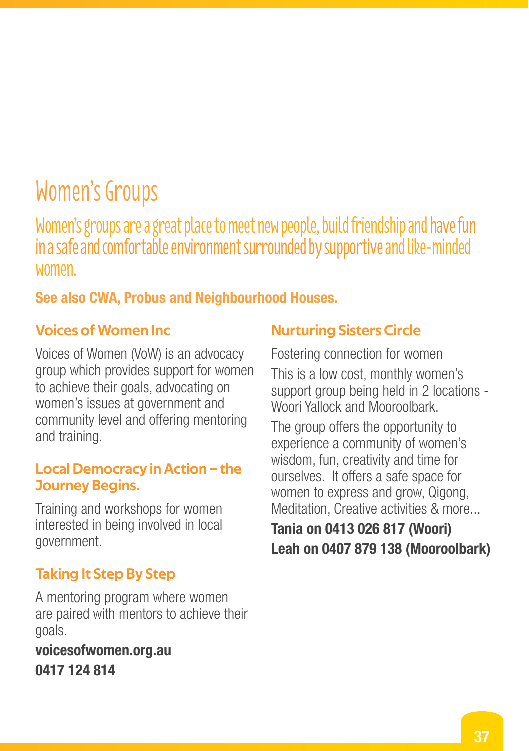# Women's Groups

## Women's groups are a great place to meet new people, build friendship and have fun in a safe and comfortable environment surrounded by supportive and like-minded women.

**See also CWA, Probus and Neighbourhood Houses.**

### Voices of Women Inc

Voices of Women (VoW) is an advocacy group which provides support for women to achieve their goals, advocating on women's issues at government and community level and offering mentoring and training.

### Local Democracy in Action – the Journey Begins.

Training and workshops for women interested in being involved in local government.

### Taking It Step By Step

A mentoring program where women are paired with mentors to achieve their goals.

**voicesofwomen.org.au**
**0417 124 814**

### Nurturing Sisters Circle

Fostering connection for women

This is a low cost, monthly women's support group being held in 2 locations - Woori Yallock and Mooroolbark.

The group offers the opportunity to experience a community of women's wisdom, fun, creativity and time for ourselves. It offers a safe space for women to express and grow, Qigong, Meditation, Creative activities & more...

**Tania on 0413 026 817 (Woori)**
**Leah on 0407 879 138 (Mooroolbark)**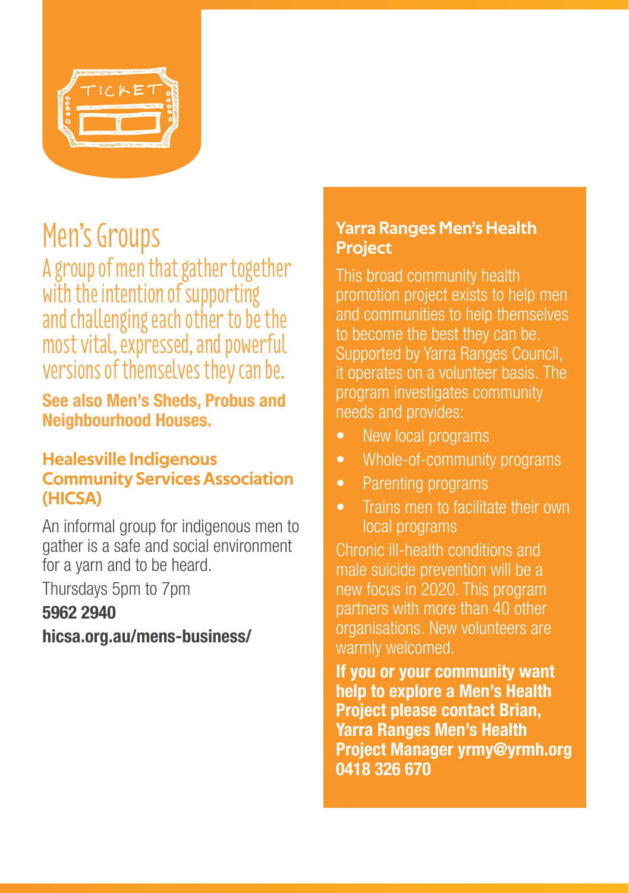# Men's Groups

A group of men that gather together with the intention of supporting and challenging each other to be the most vital, expressed, and powerful versions of themselves they can be.

**See also Men's Sheds, Probus and Neighbourhood Houses.**

## Healesville Indigenous Community Services Association (HICSA)

An informal group for indigenous men to gather is a safe and social environment for a yarn and to be heard.

Thursdays 5pm to 7pm

**5962 2940**

**hicsa.org.au/mens-business/**

## Yarra Ranges Men's Health Project

This broad community health promotion project exists to help men and communities to help themselves to become the best they can be. Supported by Yarra Ranges Council, it operates on a volunteer basis. The program investigates community needs and provides:

- New local programs
- Whole-of-community programs
- Parenting programs
- Trains men to facilitate their own local programs

Chronic ill-health conditions and male suicide prevention will be a new focus in 2020. This program partners with more than 40 other organisations. New volunteers are warmly welcomed.

**If you or your community want help to explore a Men's Health Project please contact Brian, Yarra Ranges Men's Health Project Manager yrmy@yrmh.org 0418 326 670**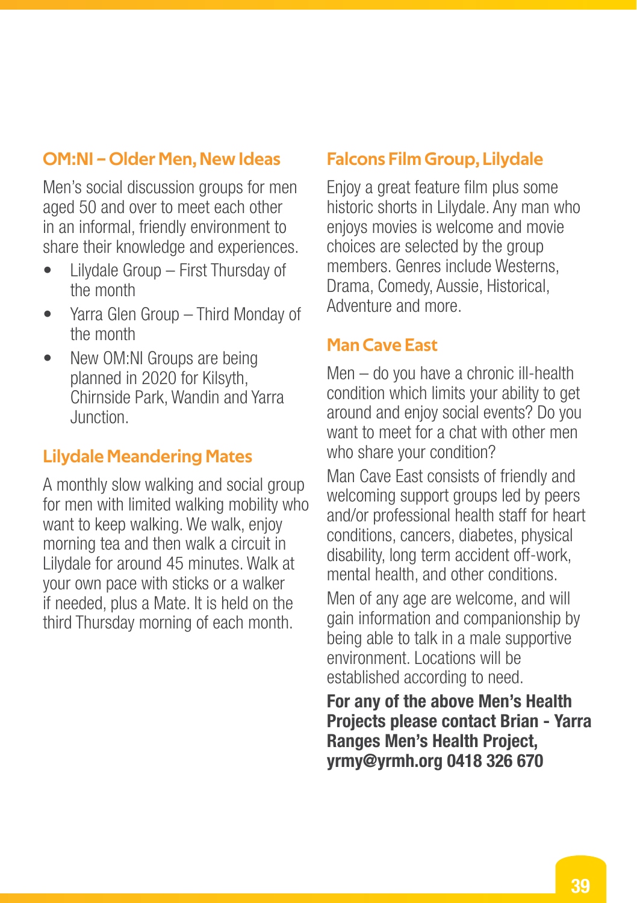## OM:NI – Older Men, New Ideas

Men's social discussion groups for men aged 50 and over to meet each other in an informal, friendly environment to share their knowledge and experiences.

- Lilydale Group – First Thursday of the month
- Yarra Glen Group – Third Monday of the month
- New OM:NI Groups are being planned in 2020 for Kilsyth, Chirnside Park, Wandin and Yarra Junction.

## Lilydale Meandering Mates

A monthly slow walking and social group for men with limited walking mobility who want to keep walking. We walk, enjoy morning tea and then walk a circuit in Lilydale for around 45 minutes. Walk at your own pace with sticks or a walker if needed, plus a Mate. It is held on the third Thursday morning of each month.

## Falcons Film Group, Lilydale

Enjoy a great feature film plus some historic shorts in Lilydale. Any man who enjoys movies is welcome and movie choices are selected by the group members. Genres include Westerns, Drama, Comedy, Aussie, Historical, Adventure and more.

## Man Cave East

Men – do you have a chronic ill-health condition which limits your ability to get around and enjoy social events? Do you want to meet for a chat with other men who share your condition?

Man Cave East consists of friendly and welcoming support groups led by peers and/or professional health staff for heart conditions, cancers, diabetes, physical disability, long term accident off-work, mental health, and other conditions.

Men of any age are welcome, and will gain information and companionship by being able to talk in a male supportive environment. Locations will be established according to need.

**For any of the above Men's Health Projects please contact Brian - Yarra Ranges Men's Health Project, yrmy@yrmh.org 0418 326 670**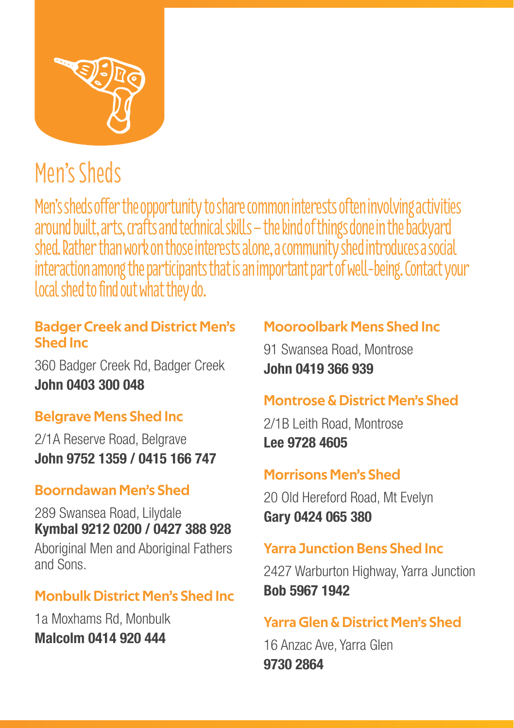# Men's Sheds

Men's sheds offer the opportunity to share common interests often involving activities around built, arts, crafts and technical skills – the kind of things done in the backyard shed. Rather than work on those interests alone, a community shed introduces a social interaction among the participants that is an important part of well-being. Contact your local shed to find out what they do.

### Badger Creek and District Men's Shed Inc

360 Badger Creek Rd, Badger Creek
**John 0403 300 048**

### Belgrave Mens Shed Inc

2/1A Reserve Road, Belgrave
**John 9752 1359 / 0415 166 747**

### Boorndawan Men's Shed

289 Swansea Road, Lilydale
**Kymbal 9212 0200 / 0427 388 928**

Aboriginal Men and Aboriginal Fathers and Sons.

### Monbulk District Men's Shed Inc

1a Moxhams Rd, Monbulk
**Malcolm 0414 920 444**

### Mooroolbark Mens Shed Inc

91 Swansea Road, Montrose
**John 0419 366 939**

### Montrose & District Men's Shed

2/1B Leith Road, Montrose
**Lee 9728 4605**

### Morrisons Men's Shed

20 Old Hereford Road, Mt Evelyn
**Gary 0424 065 380**

### Yarra Junction Bens Shed Inc

2427 Warburton Highway, Yarra Junction
**Bob 5967 1942**

### Yarra Glen & District Men's Shed

16 Anzac Ave, Yarra Glen
**9730 2864**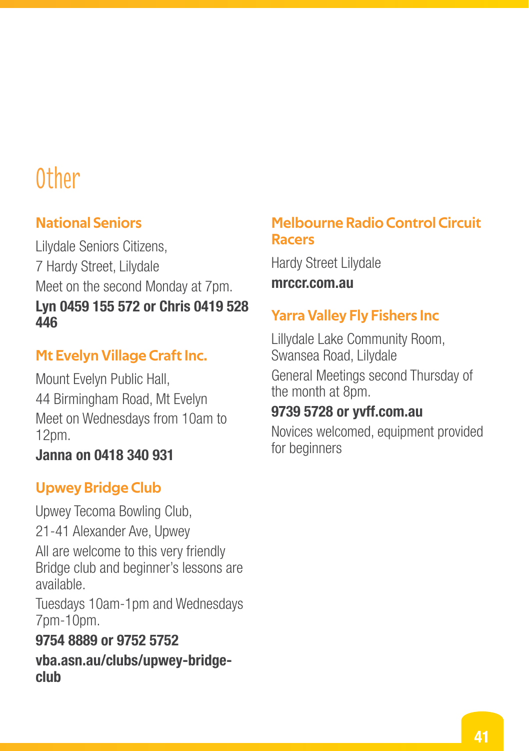# Other

## National Seniors

Lilydale Seniors Citizens,

7 Hardy Street, Lilydale

Meet on the second Monday at 7pm.

**Lyn 0459 155 572 or Chris 0419 528 446**

## Mt Evelyn Village Craft Inc.

Mount Evelyn Public Hall,

44 Birmingham Road, Mt Evelyn

Meet on Wednesdays from 10am to 12pm.

**Janna on 0418 340 931**

## Upwey Bridge Club

Upwey Tecoma Bowling Club,

21-41 Alexander Ave, Upwey

All are welcome to this very friendly Bridge club and beginner's lessons are available.

Tuesdays 10am-1pm and Wednesdays 7pm-10pm.

**9754 8889 or 9752 5752**

**vba.asn.au/clubs/upwey-bridge-club**

## Melbourne Radio Control Circuit Racers

Hardy Street Lilydale

**mrccr.com.au**

## Yarra Valley Fly Fishers Inc

Lillydale Lake Community Room, Swansea Road, Lilydale

General Meetings second Thursday of the month at 8pm.

**9739 5728 or yvff.com.au**

Novices welcomed, equipment provided for beginners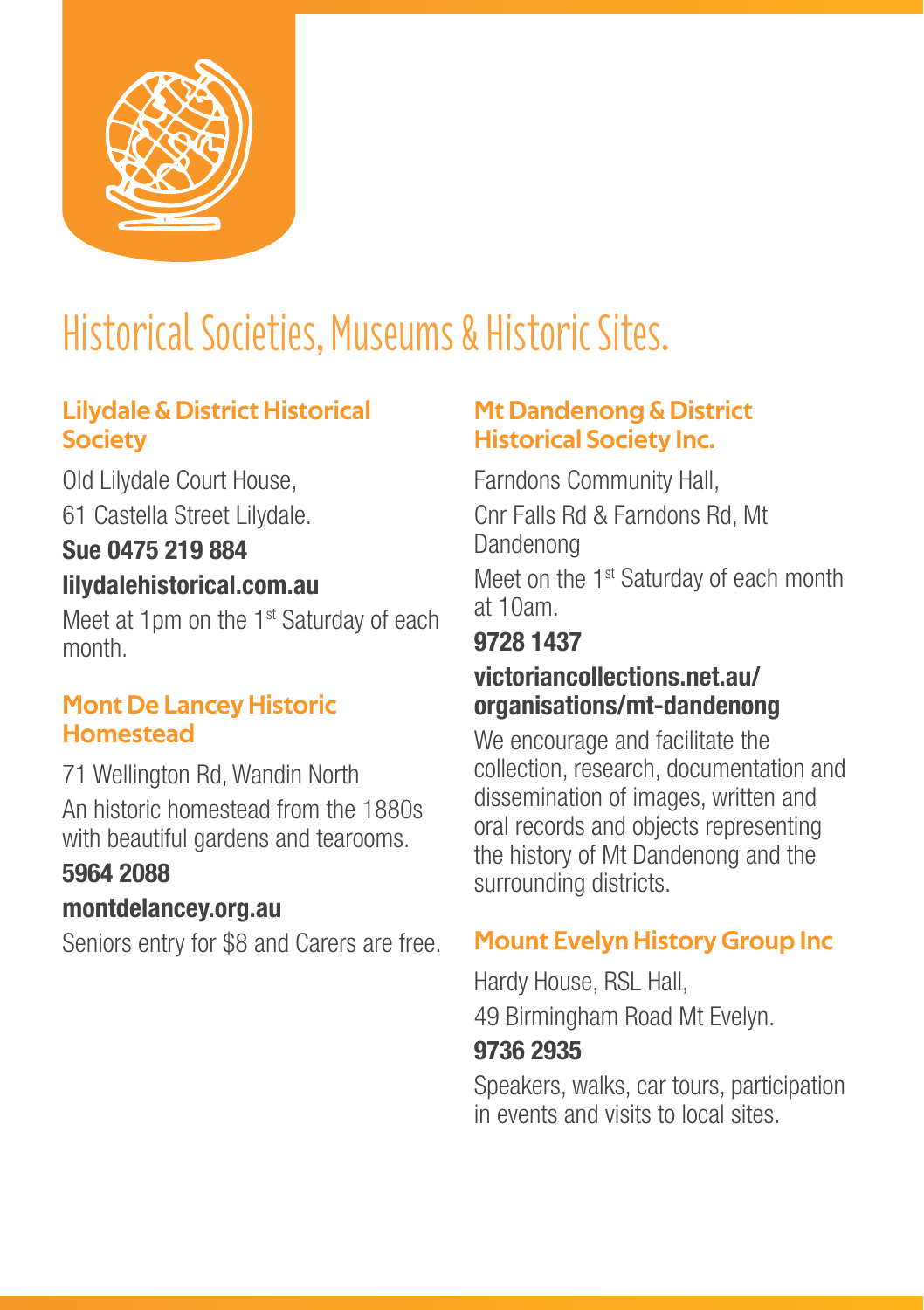# Historical Societies, Museums & Historic Sites.

## Lilydale & District Historical Society

Old Lilydale Court House,

61 Castella Street Lilydale.

**Sue 0475 219 884**

**lilydalehistorical.com.au**

Meet at 1pm on the 1st Saturday of each month.

## Mont De Lancey Historic Homestead

71 Wellington Rd, Wandin North

An historic homestead from the 1880s with beautiful gardens and tearooms.

**5964 2088**

**montdelancey.org.au**

Seniors entry for $8 and Carers are free.

## Mt Dandenong & District Historical Society Inc.

Farndons Community Hall,

Cnr Falls Rd & Farndons Rd, Mt Dandenong

Meet on the 1st Saturday of each month at 10am.

**9728 1437**

**victoriancollections.net.au/organisations/mt-dandenong**

We encourage and facilitate the collection, research, documentation and dissemination of images, written and oral records and objects representing the history of Mt Dandenong and the surrounding districts.

## Mount Evelyn History Group Inc

Hardy House, RSL Hall,

49 Birmingham Road Mt Evelyn.

**9736 2935**

Speakers, walks, car tours, participation in events and visits to local sites.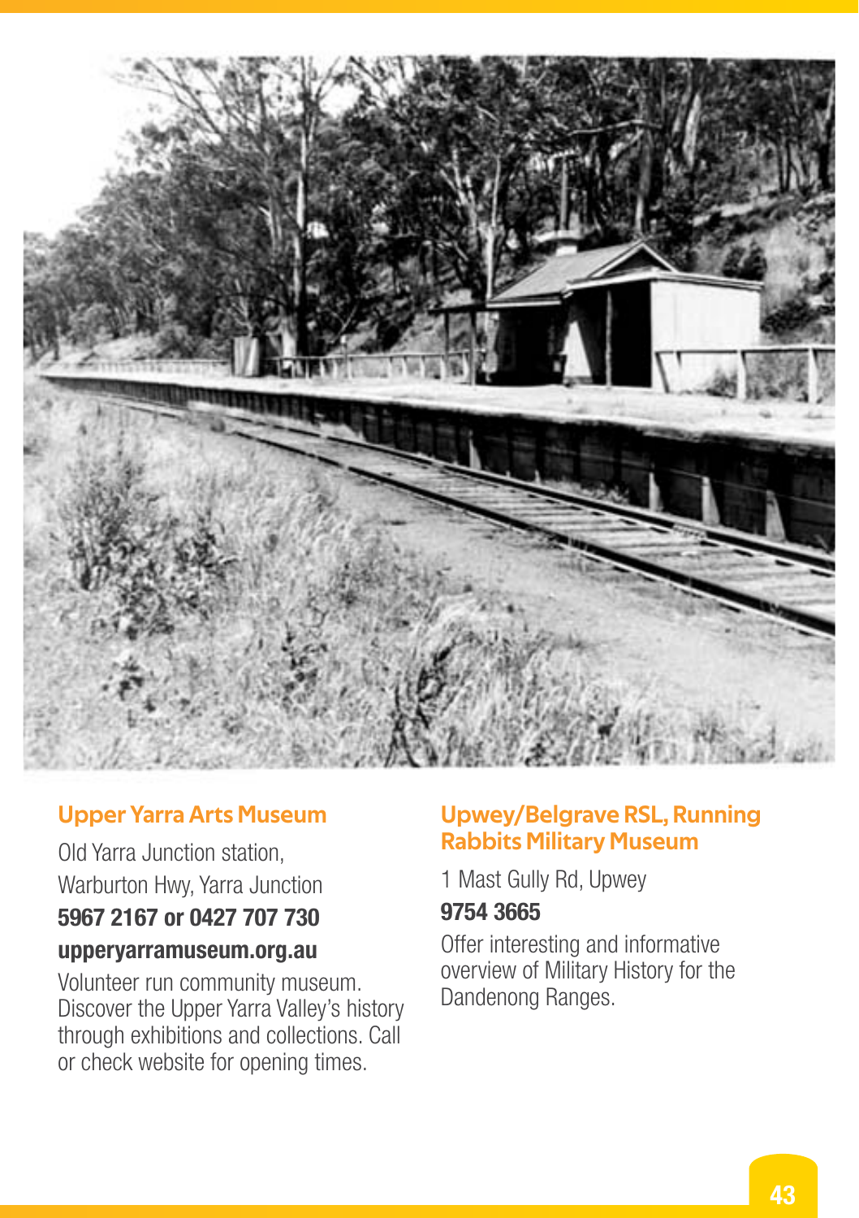## Upper Yarra Arts Museum

Old Yarra Junction station,
Warburton Hwy, Yarra Junction

**5967 2167 or 0427 707 730**

**upperyarramuseum.org.au**

Volunteer run community museum. Discover the Upper Yarra Valley's history through exhibitions and collections. Call or check website for opening times.

## Upwey/Belgrave RSL, Running Rabbits Military Museum

1 Mast Gully Rd, Upwey

**9754 3665**

Offer interesting and informative overview of Military History for the Dandenong Ranges.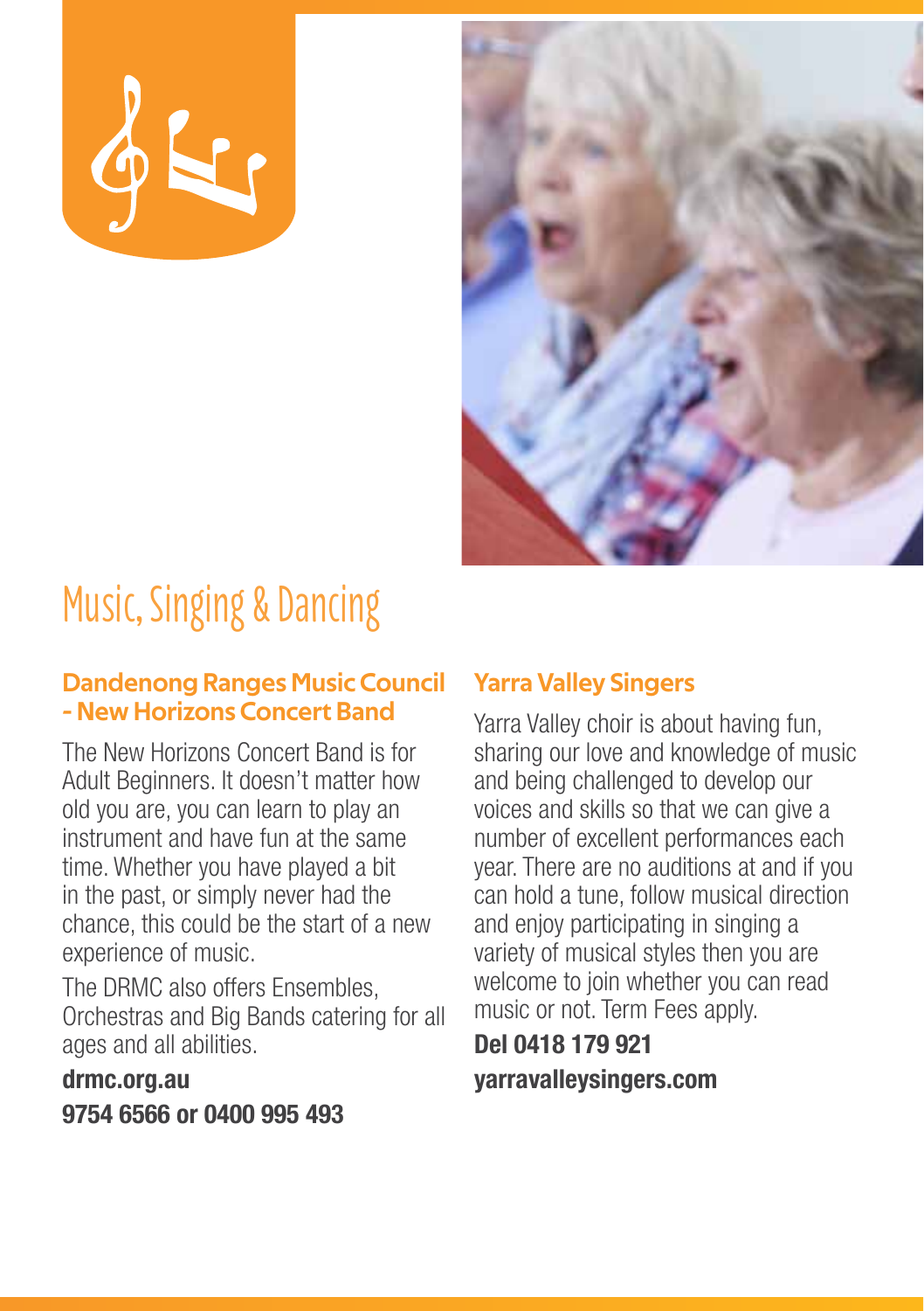# Music, Singing & Dancing

## Dandenong Ranges Music Council - New Horizons Concert Band

The New Horizons Concert Band is for Adult Beginners. It doesn't matter how old you are, you can learn to play an instrument and have fun at the same time. Whether you have played a bit in the past, or simply never had the chance, this could be the start of a new experience of music.

The DRMC also offers Ensembles, Orchestras and Big Bands catering for all ages and all abilities.

**drmc.org.au**
**9754 6566 or 0400 995 493**

## Yarra Valley Singers

Yarra Valley choir is about having fun, sharing our love and knowledge of music and being challenged to develop our voices and skills so that we can give a number of excellent performances each year. There are no auditions at and if you can hold a tune, follow musical direction and enjoy participating in singing a variety of musical styles then you are welcome to join whether you can read music or not. Term Fees apply.

**Del 0418 179 921**
**yarravalleysingers.com**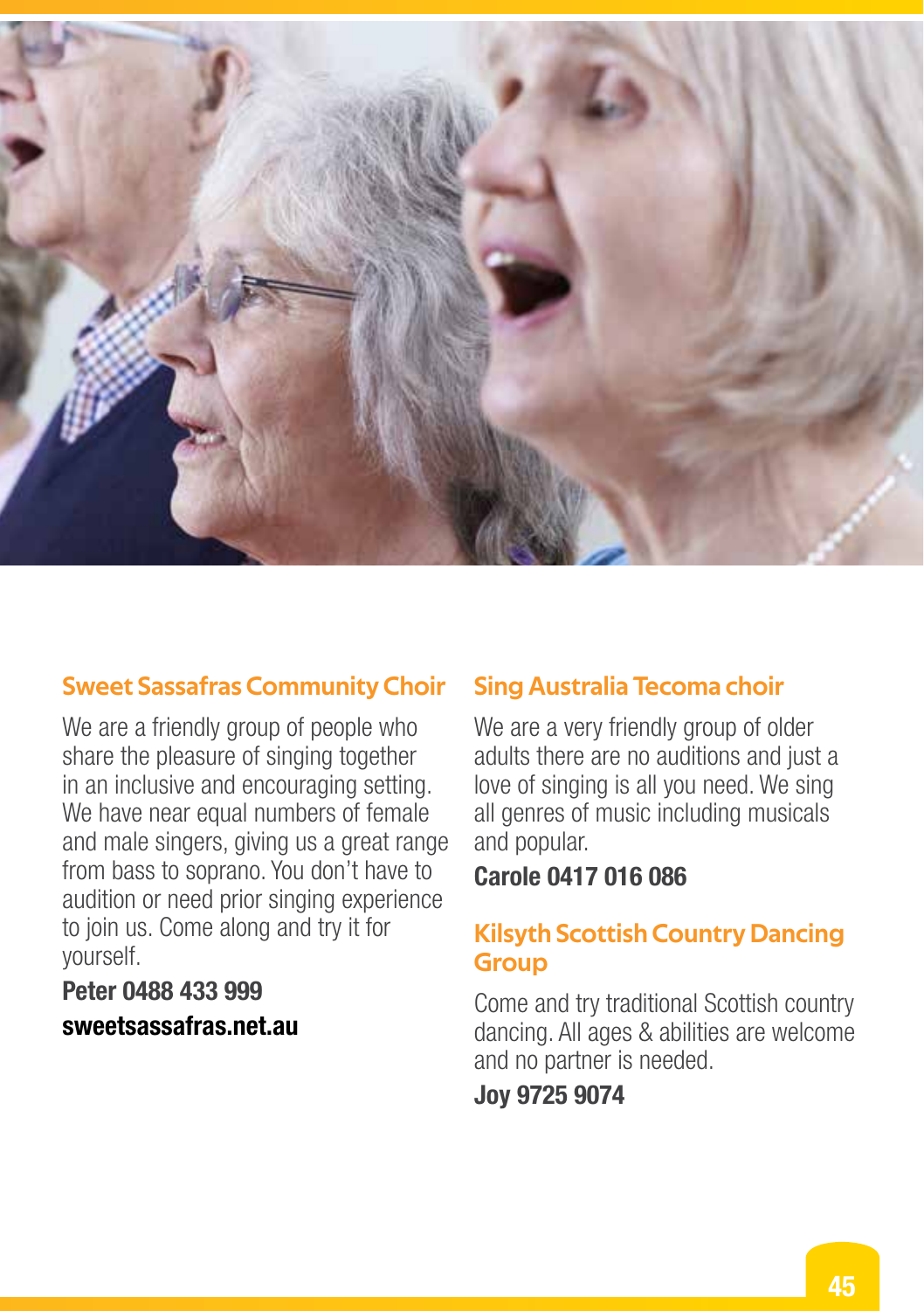## Sweet Sassafras Community Choir

We are a friendly group of people who share the pleasure of singing together in an inclusive and encouraging setting. We have near equal numbers of female and male singers, giving us a great range from bass to soprano. You don't have to audition or need prior singing experience to join us. Come along and try it for yourself.

**Peter 0488 433 999**

**sweetsassafras.net.au**

## Sing Australia Tecoma choir

We are a very friendly group of older adults there are no auditions and just a love of singing is all you need. We sing all genres of music including musicals and popular.

**Carole 0417 016 086**

## Kilsyth Scottish Country Dancing Group

Come and try traditional Scottish country dancing. All ages & abilities are welcome and no partner is needed.

**Joy 9725 9074**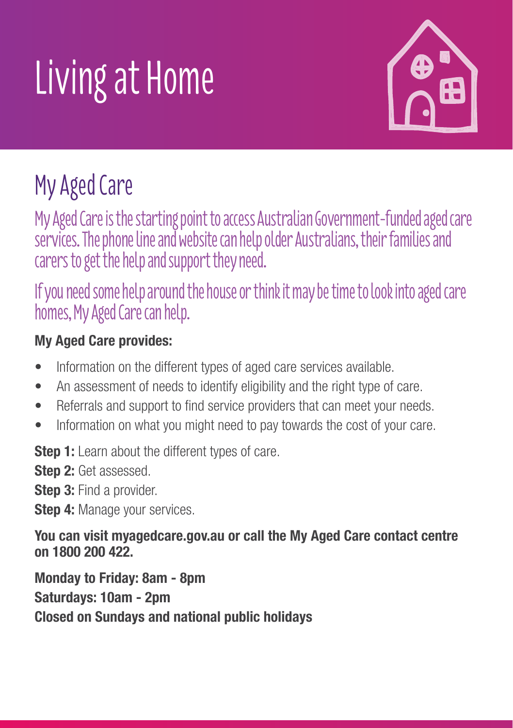# Living at Home

## My Aged Care

My Aged Care is the starting point to access Australian Government-funded aged care services. The phone line and website can help older Australians, their families and carers to get the help and support they need.

If you need some help around the house or think it may be time to look into aged care homes, My Aged Care can help.

**My Aged Care provides:**

- Information on the different types of aged care services available.
- An assessment of needs to identify eligibility and the right type of care.
- Referrals and support to find service providers that can meet your needs.
- Information on what you might need to pay towards the cost of your care.

**Step 1:** Learn about the different types of care.

**Step 2:** Get assessed.

**Step 3:** Find a provider.

**Step 4:** Manage your services.

**You can visit myagedcare.gov.au or call the My Aged Care contact centre on 1800 200 422.**

**Monday to Friday: 8am - 8pm**
**Saturdays: 10am - 2pm**
**Closed on Sundays and national public holidays**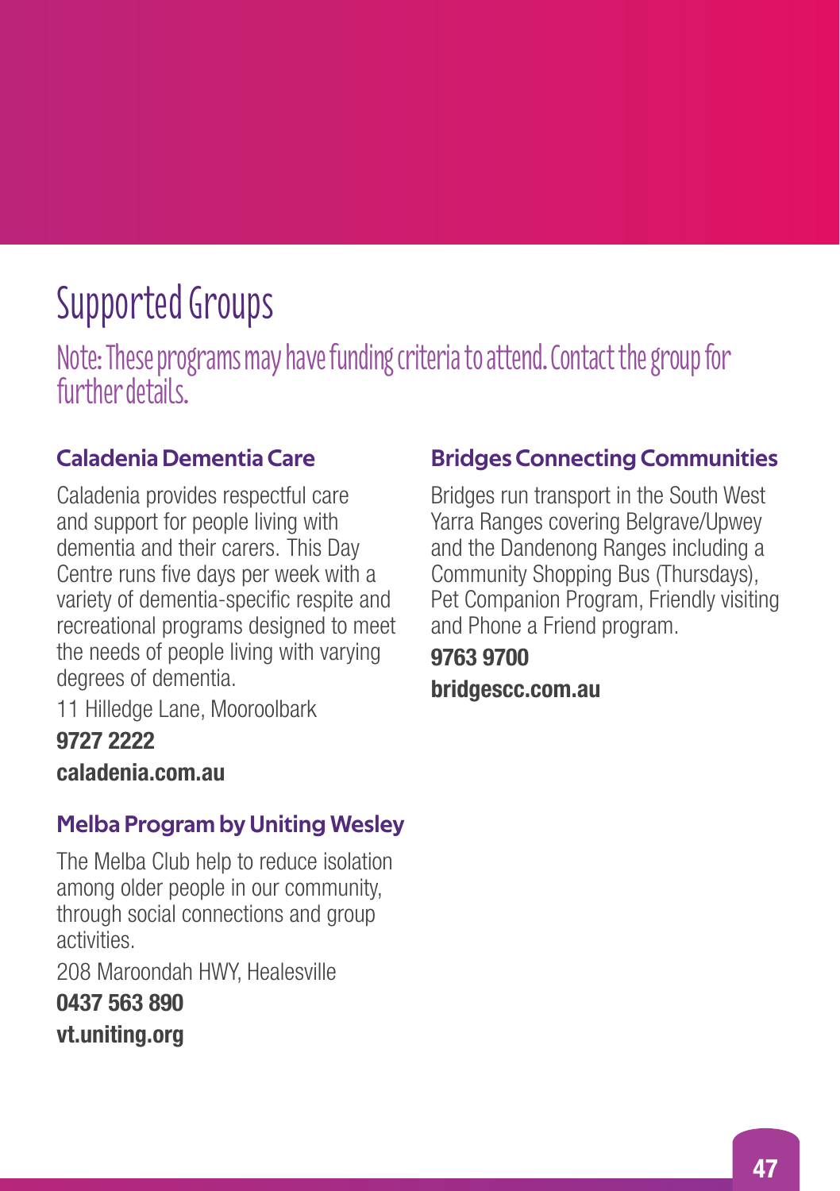# Supported Groups

Note: These programs may have funding criteria to attend. Contact the group for further details.

### Caladenia Dementia Care

Caladenia provides respectful care and support for people living with dementia and their carers. This Day Centre runs five days per week with a variety of dementia-specific respite and recreational programs designed to meet the needs of people living with varying degrees of dementia.

11 Hilledge Lane, Mooroolbark

**9727 2222**

**caladenia.com.au**

### Melba Program by Uniting Wesley

The Melba Club help to reduce isolation among older people in our community, through social connections and group activities.

208 Maroondah HWY, Healesville

**0437 563 890**

**vt.uniting.org**

### Bridges Connecting Communities

Bridges run transport in the South West Yarra Ranges covering Belgrave/Upwey and the Dandenong Ranges including a Community Shopping Bus (Thursdays), Pet Companion Program, Friendly visiting and Phone a Friend program.

**9763 9700**

**bridgescc.com.au**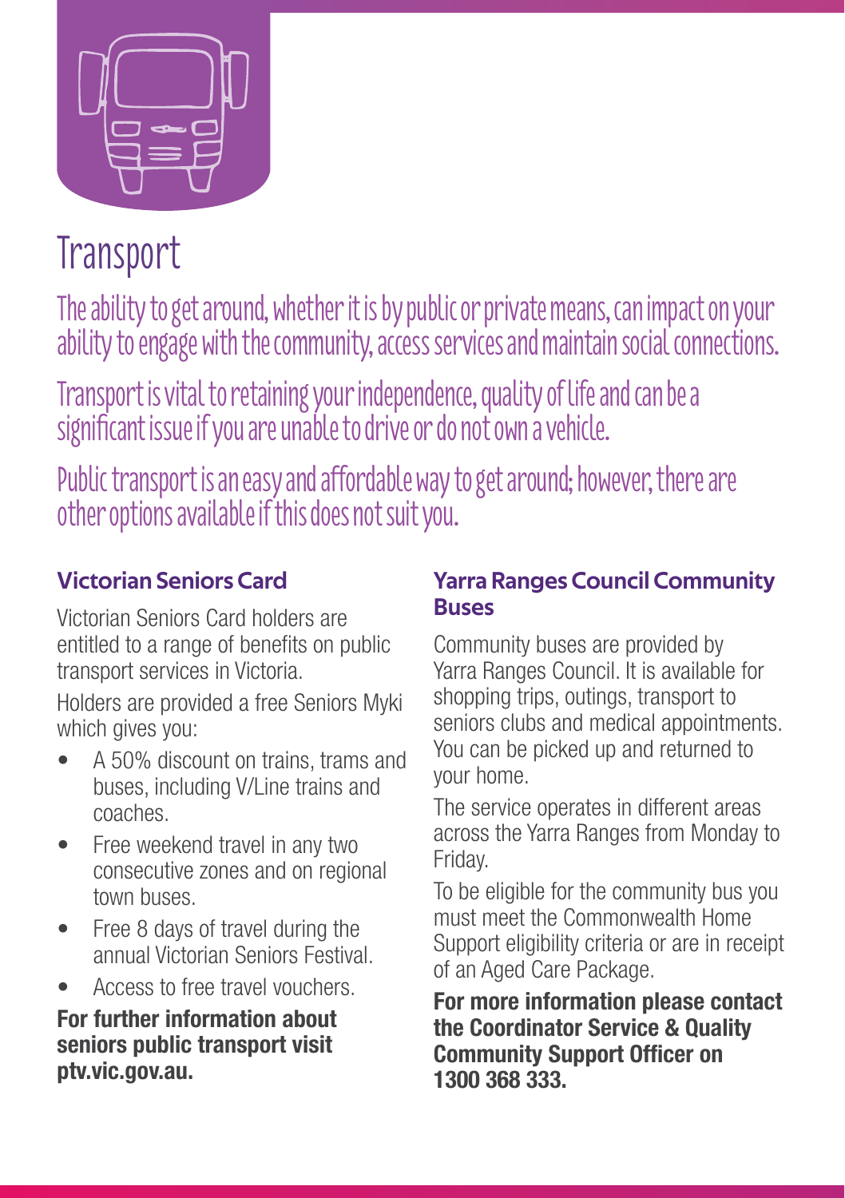# Transport

The ability to get around, whether it is by public or private means, can impact on your ability to engage with the community, access services and maintain social connections.

Transport is vital to retaining your independence, quality of life and can be a significant issue if you are unable to drive or do not own a vehicle.

Public transport is an easy and affordable way to get around; however, there are other options available if this does not suit you.

## Victorian Seniors Card

Victorian Seniors Card holders are entitled to a range of benefits on public transport services in Victoria.

Holders are provided a free Seniors Myki which gives you:

- A 50% discount on trains, trams and buses, including V/Line trains and coaches.
- Free weekend travel in any two consecutive zones and on regional town buses.
- Free 8 days of travel during the annual Victorian Seniors Festival.
- Access to free travel vouchers.

**For further information about seniors public transport visit ptv.vic.gov.au.**

## Yarra Ranges Council Community Buses

Community buses are provided by Yarra Ranges Council. It is available for shopping trips, outings, transport to seniors clubs and medical appointments. You can be picked up and returned to your home.

The service operates in different areas across the Yarra Ranges from Monday to Friday.

To be eligible for the community bus you must meet the Commonwealth Home Support eligibility criteria or are in receipt of an Aged Care Package.

**For more information please contact the Coordinator Service & Quality Community Support Officer on 1300 368 333.**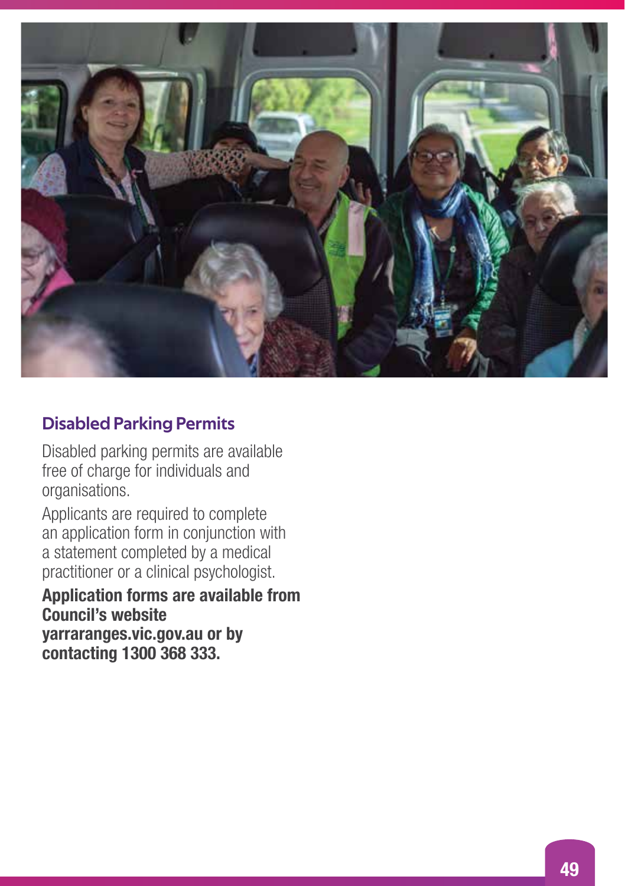## Disabled Parking Permits

Disabled parking permits are available free of charge for individuals and organisations.

Applicants are required to complete an application form in conjunction with a statement completed by a medical practitioner or a clinical psychologist.

**Application forms are available from Council's website yarraranges.vic.gov.au or by contacting 1300 368 333.**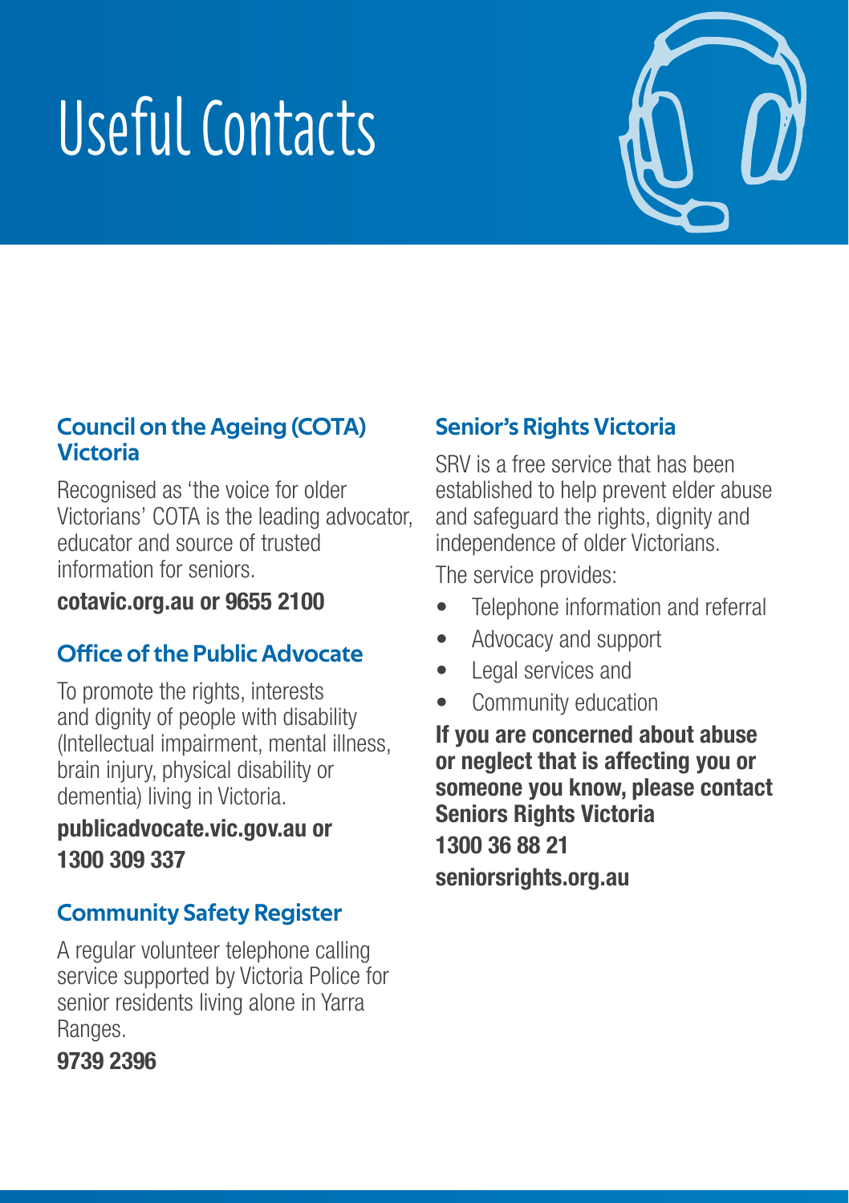# Useful Contacts

## Council on the Ageing (COTA) Victoria

Recognised as 'the voice for older Victorians' COTA is the leading advocator, educator and source of trusted information for seniors.

**cotavic.org.au or 9655 2100**

## Office of the Public Advocate

To promote the rights, interests and dignity of people with disability (Intellectual impairment, mental illness, brain injury, physical disability or dementia) living in Victoria.

**publicadvocate.vic.gov.au or 1300 309 337**

## Community Safety Register

A regular volunteer telephone calling service supported by Victoria Police for senior residents living alone in Yarra Ranges.

**9739 2396**

## Senior's Rights Victoria

SRV is a free service that has been established to help prevent elder abuse and safeguard the rights, dignity and independence of older Victorians.

The service provides:

- Telephone information and referral
- Advocacy and support
- Legal services and
- Community education

**If you are concerned about abuse or neglect that is affecting you or someone you know, please contact Seniors Rights Victoria**

**1300 36 88 21**

**seniorsrights.org.au**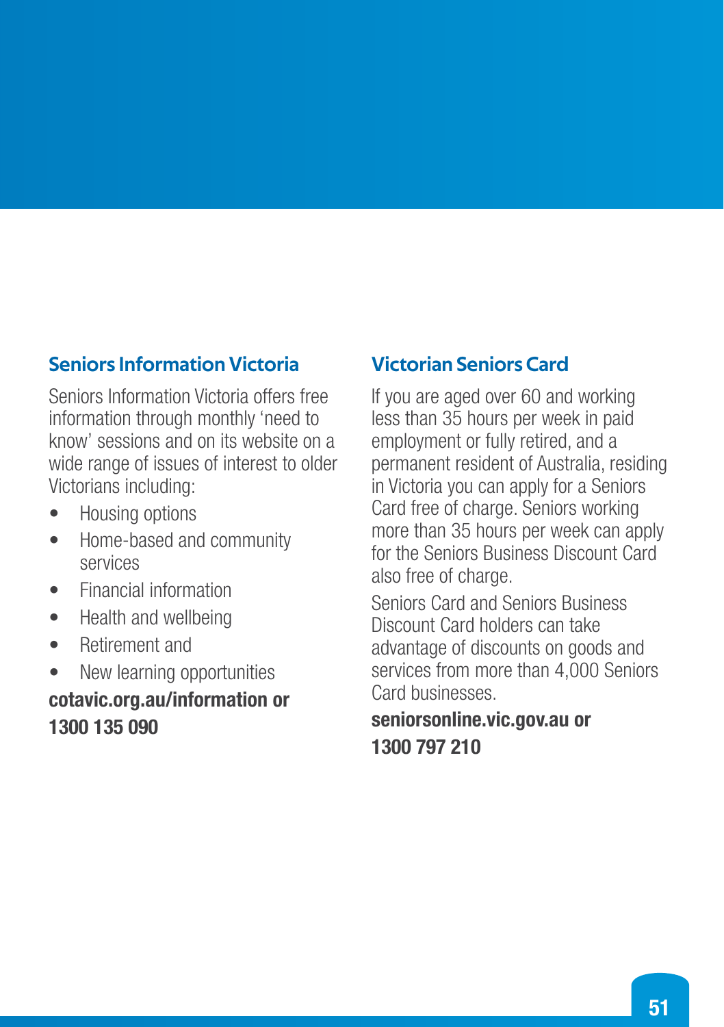## Seniors Information Victoria

Seniors Information Victoria offers free information through monthly 'need to know' sessions and on its website on a wide range of issues of interest to older Victorians including:

- Housing options
- Home-based and community services
- Financial information
- Health and wellbeing
- Retirement and
- New learning opportunities

**cotavic.org.au/information or 1300 135 090**

## Victorian Seniors Card

If you are aged over 60 and working less than 35 hours per week in paid employment or fully retired, and a permanent resident of Australia, residing in Victoria you can apply for a Seniors Card free of charge. Seniors working more than 35 hours per week can apply for the Seniors Business Discount Card also free of charge.

Seniors Card and Seniors Business Discount Card holders can take advantage of discounts on goods and services from more than 4,000 Seniors Card businesses.

**seniorsonline.vic.gov.au or 1300 797 210**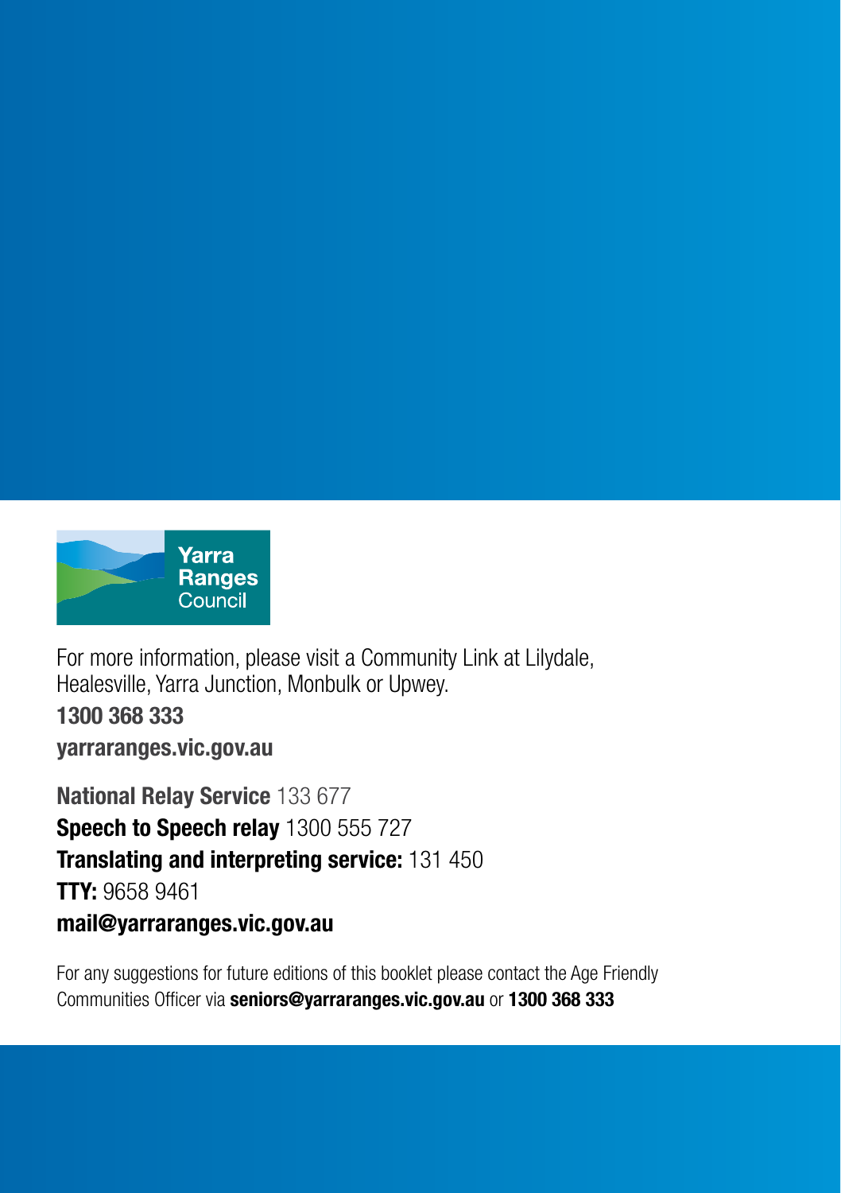Yarra Ranges Council

For more information, please visit a Community Link at Lilydale, Healesville, Yarra Junction, Monbulk or Upwey.

**1300 368 333**

**yarraranges.vic.gov.au**

**National Relay Service** 133 677

**Speech to Speech relay** 1300 555 727

**Translating and interpreting service:** 131 450

**TTY:** 9658 9461

**mail@yarraranges.vic.gov.au**

For any suggestions for future editions of this booklet please contact the Age Friendly Communities Officer via **seniors@yarraranges.vic.gov.au** or **1300 368 333**